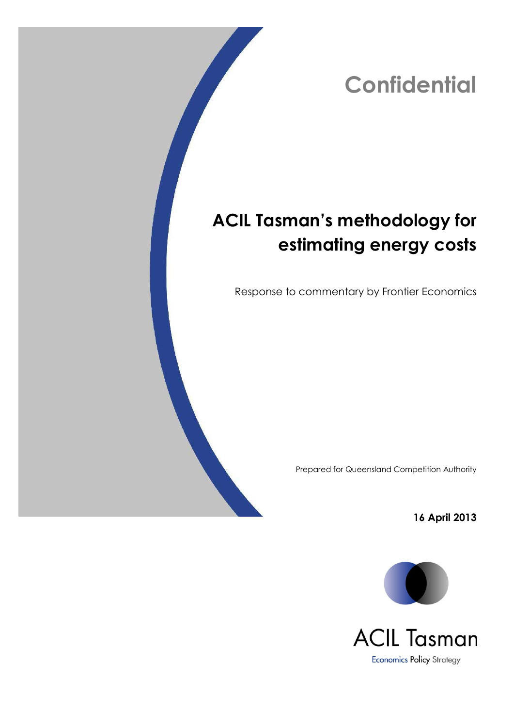Confidential

# ACIL Tasman's methodology for estimating energy costs

Response to commentary by Frontier Economics

Prepared for Queensland Competition Authority

**16 April 2013**

ACIL Tasman

Economics Policy Strategy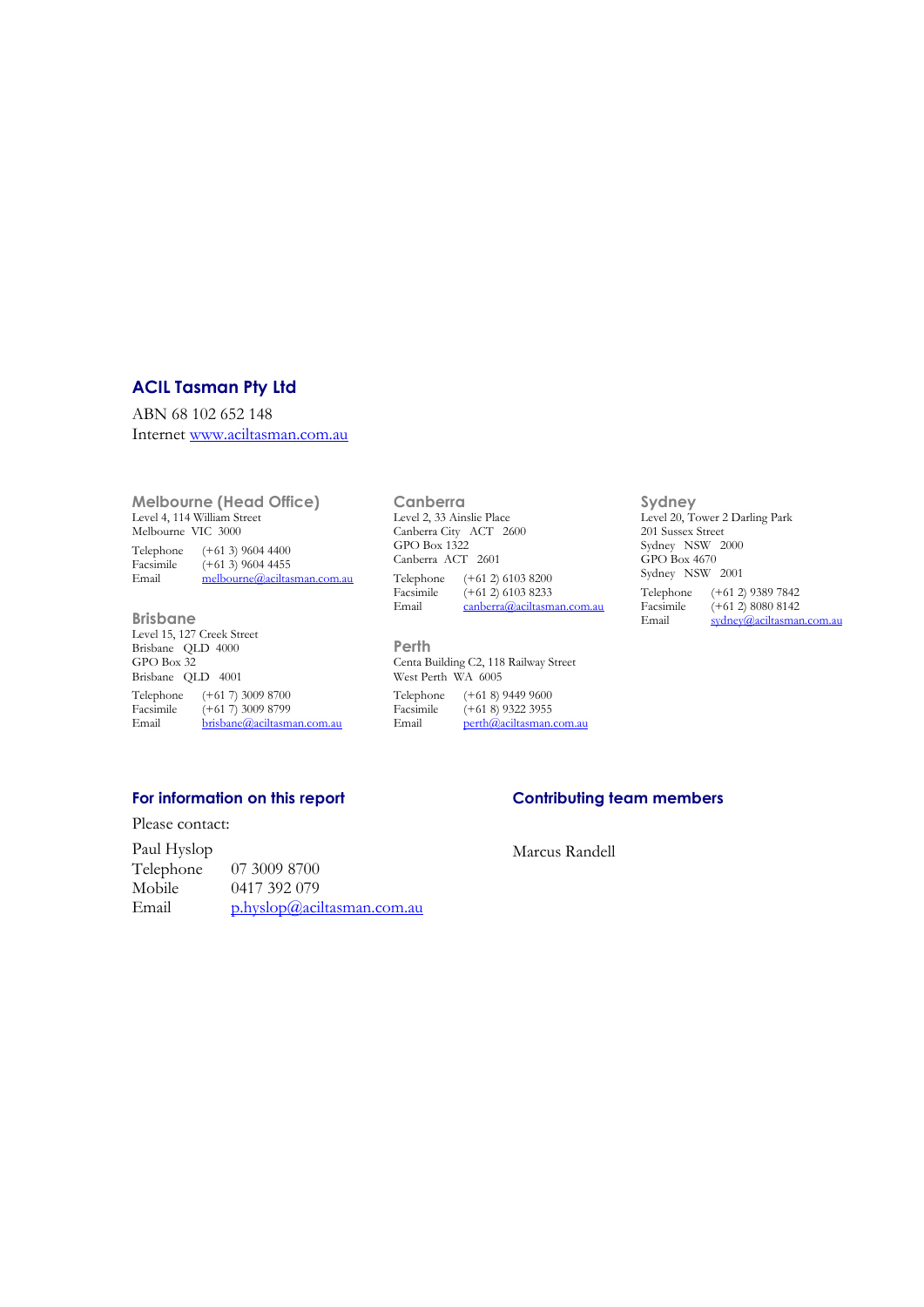## ACIL Tasman Pty Ltd

ABN 68 102 652 148
Internet www.aciltasman.com.au

### Melbourne (Head Office)

Level 4, 114 William Street
Melbourne VIC 3000

| | |
|---|---|
| Telephone | (+61 3) 9604 4400 |
| Facsimile | (+61 3) 9604 4455 |
| Email | melbourne@aciltasman.com.au |

### Brisbane

Level 15, 127 Creek Street
Brisbane QLD 4000
GPO Box 32
Brisbane QLD 4001

| | |
|---|---|
| Telephone | (+61 7) 3009 8700 |
| Facsimile | (+61 7) 3009 8799 |
| Email | brisbane@aciltasman.com.au |

### Canberra

Level 2, 33 Ainslie Place
Canberra City ACT 2600
GPO Box 1322
Canberra ACT 2601

| | |
|---|---|
| Telephone | (+61 2) 6103 8200 |
| Facsimile | (+61 2) 6103 8233 |
| Email | canberra@aciltasman.com.au |

### Perth

Centa Building C2, 118 Railway Street
West Perth WA 6005

| | |
|---|---|
| Telephone | (+61 8) 9449 9600 |
| Facsimile | (+61 8) 9322 3955 |
| Email | perth@aciltasman.com.au |

### Sydney

Level 20, Tower 2 Darling Park
201 Sussex Street
Sydney NSW 2000
GPO Box 4670
Sydney NSW 2001

| | |
|---|---|
| Telephone | (+61 2) 9389 7842 |
| Facsimile | (+61 2) 8080 8142 |
| Email | sydney@aciltasman.com.au |

### For information on this report

Please contact:

Paul Hyslop

| | |
|---|---|
| Telephone | 07 3009 8700 |
| Mobile | 0417 392 079 |
| Email | p.hyslop@aciltasman.com.au |

### Contributing team members

Marcus Randell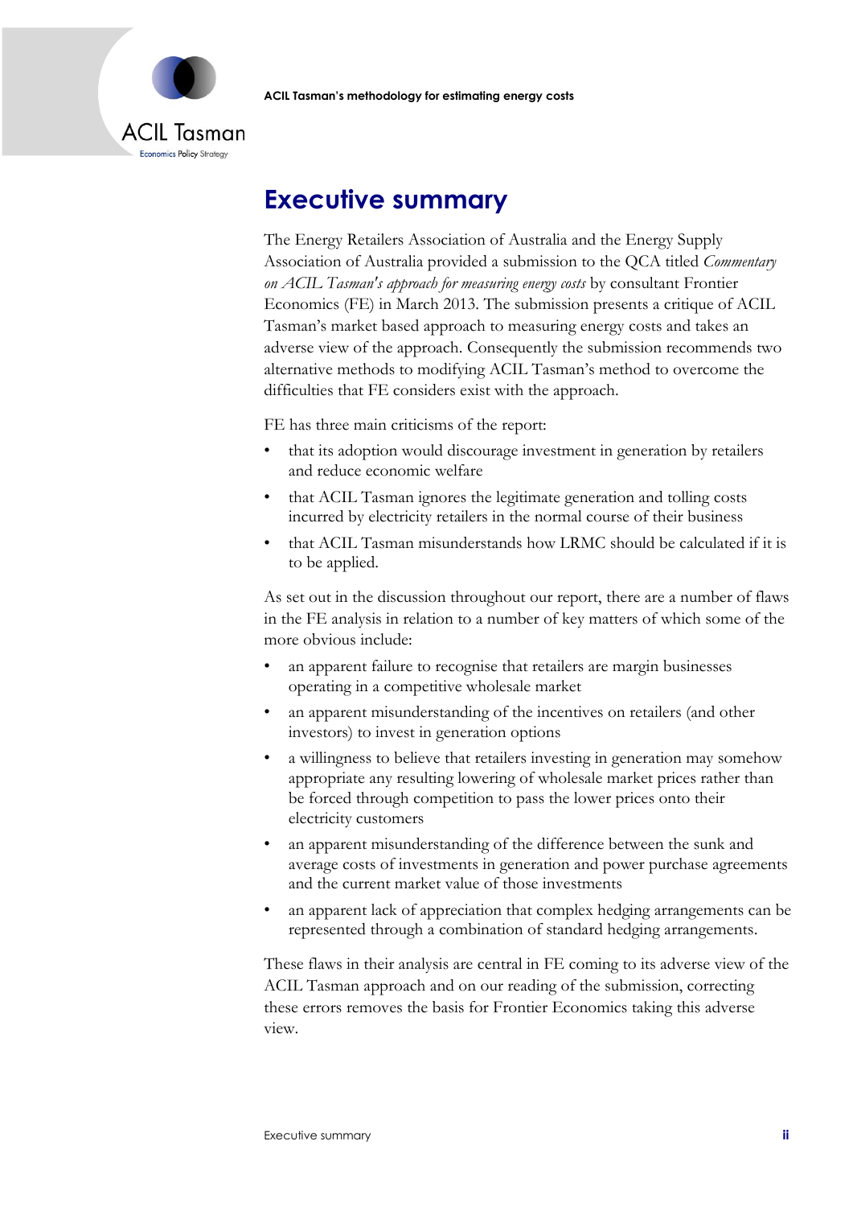# Executive summary

The Energy Retailers Association of Australia and the Energy Supply Association of Australia provided a submission to the QCA titled *Commentary on ACIL Tasman's approach for measuring energy costs* by consultant Frontier Economics (FE) in March 2013. The submission presents a critique of ACIL Tasman's market based approach to measuring energy costs and takes an adverse view of the approach. Consequently the submission recommends two alternative methods to modifying ACIL Tasman's method to overcome the difficulties that FE considers exist with the approach.

FE has three main criticisms of the report:

- that its adoption would discourage investment in generation by retailers and reduce economic welfare
- that ACIL Tasman ignores the legitimate generation and tolling costs incurred by electricity retailers in the normal course of their business
- that ACIL Tasman misunderstands how LRMC should be calculated if it is to be applied.

As set out in the discussion throughout our report, there are a number of flaws in the FE analysis in relation to a number of key matters of which some of the more obvious include:

- an apparent failure to recognise that retailers are margin businesses operating in a competitive wholesale market
- an apparent misunderstanding of the incentives on retailers (and other investors) to invest in generation options
- a willingness to believe that retailers investing in generation may somehow appropriate any resulting lowering of wholesale market prices rather than be forced through competition to pass the lower prices onto their electricity customers
- an apparent misunderstanding of the difference between the sunk and average costs of investments in generation and power purchase agreements and the current market value of those investments
- an apparent lack of appreciation that complex hedging arrangements can be represented through a combination of standard hedging arrangements.

These flaws in their analysis are central in FE coming to its adverse view of the ACIL Tasman approach and on our reading of the submission, correcting these errors removes the basis for Frontier Economics taking this adverse view.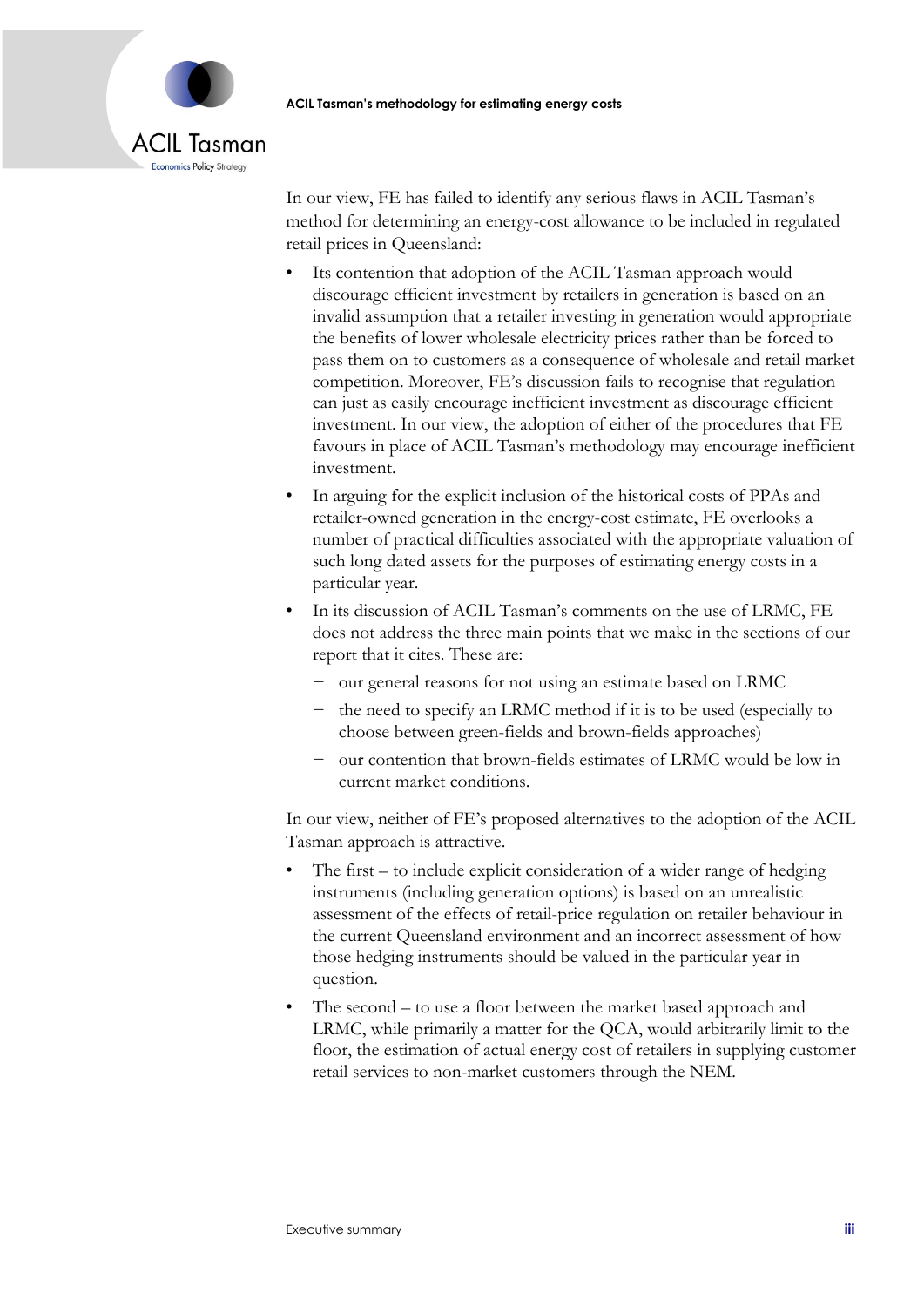In our view, FE has failed to identify any serious flaws in ACIL Tasman's method for determining an energy-cost allowance to be included in regulated retail prices in Queensland:

- Its contention that adoption of the ACIL Tasman approach would discourage efficient investment by retailers in generation is based on an invalid assumption that a retailer investing in generation would appropriate the benefits of lower wholesale electricity prices rather than be forced to pass them on to customers as a consequence of wholesale and retail market competition. Moreover, FE's discussion fails to recognise that regulation can just as easily encourage inefficient investment as discourage efficient investment. In our view, the adoption of either of the procedures that FE favours in place of ACIL Tasman's methodology may encourage inefficient investment.
- In arguing for the explicit inclusion of the historical costs of PPAs and retailer-owned generation in the energy-cost estimate, FE overlooks a number of practical difficulties associated with the appropriate valuation of such long dated assets for the purposes of estimating energy costs in a particular year.
- In its discussion of ACIL Tasman's comments on the use of LRMC, FE does not address the three main points that we make in the sections of our report that it cites. These are:
  - our general reasons for not using an estimate based on LRMC
  - the need to specify an LRMC method if it is to be used (especially to choose between green-fields and brown-fields approaches)
  - our contention that brown-fields estimates of LRMC would be low in current market conditions.

In our view, neither of FE's proposed alternatives to the adoption of the ACIL Tasman approach is attractive.

- The first – to include explicit consideration of a wider range of hedging instruments (including generation options) is based on an unrealistic assessment of the effects of retail-price regulation on retailer behaviour in the current Queensland environment and an incorrect assessment of how those hedging instruments should be valued in the particular year in question.
- The second – to use a floor between the market based approach and LRMC, while primarily a matter for the QCA, would arbitrarily limit to the floor, the estimation of actual energy cost of retailers in supplying customer retail services to non-market customers through the NEM.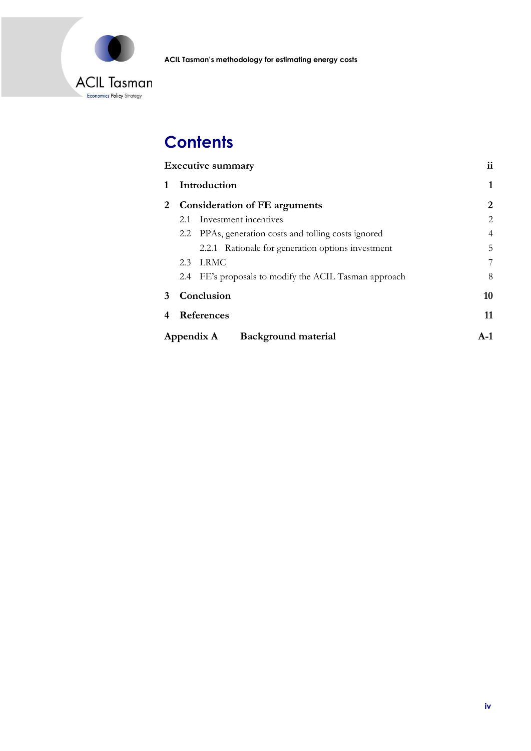# Contents

| | |
|---|---|
| **Executive summary** | **ii** |
| **1 Introduction** | **1** |
| **2 Consideration of FE arguments** | **2** |
| 2.1 Investment incentives | 2 |
| 2.2 PPAs, generation costs and tolling costs ignored | 4 |
| 2.2.1 Rationale for generation options investment | 5 |
| 2.3 LRMC | 7 |
| 2.4 FE's proposals to modify the ACIL Tasman approach | 8 |
| **3 Conclusion** | **10** |
| **4 References** | **11** |
| **Appendix A Background material** | **A-1** |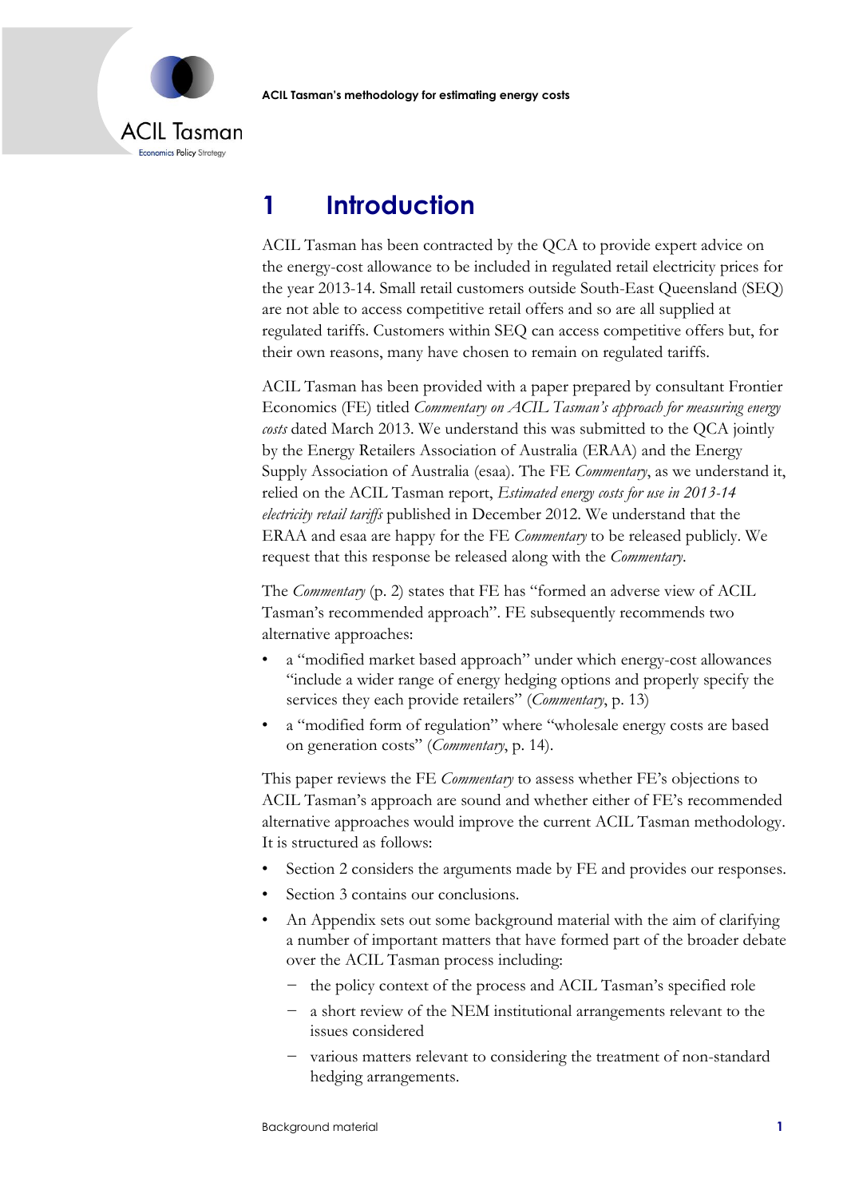# 1 Introduction

ACIL Tasman has been contracted by the QCA to provide expert advice on the energy-cost allowance to be included in regulated retail electricity prices for the year 2013-14. Small retail customers outside South-East Queensland (SEQ) are not able to access competitive retail offers and so are all supplied at regulated tariffs. Customers within SEQ can access competitive offers but, for their own reasons, many have chosen to remain on regulated tariffs.

ACIL Tasman has been provided with a paper prepared by consultant Frontier Economics (FE) titled *Commentary on ACIL Tasman's approach for measuring energy costs* dated March 2013. We understand this was submitted to the QCA jointly by the Energy Retailers Association of Australia (ERAA) and the Energy Supply Association of Australia (esaa). The FE *Commentary*, as we understand it, relied on the ACIL Tasman report, *Estimated energy costs for use in 2013-14 electricity retail tariffs* published in December 2012. We understand that the ERAA and esaa are happy for the FE *Commentary* to be released publicly. We request that this response be released along with the *Commentary*.

The *Commentary* (p. 2) states that FE has "formed an adverse view of ACIL Tasman's recommended approach". FE subsequently recommends two alternative approaches:

- a "modified market based approach" under which energy-cost allowances "include a wider range of energy hedging options and properly specify the services they each provide retailers" (*Commentary*, p. 13)
- a "modified form of regulation" where "wholesale energy costs are based on generation costs" (*Commentary*, p. 14).

This paper reviews the FE *Commentary* to assess whether FE's objections to ACIL Tasman's approach are sound and whether either of FE's recommended alternative approaches would improve the current ACIL Tasman methodology. It is structured as follows:

- Section 2 considers the arguments made by FE and provides our responses.
- Section 3 contains our conclusions.
- An Appendix sets out some background material with the aim of clarifying a number of important matters that have formed part of the broader debate over the ACIL Tasman process including:
  - the policy context of the process and ACIL Tasman's specified role
  - a short review of the NEM institutional arrangements relevant to the issues considered
  - various matters relevant to considering the treatment of non-standard hedging arrangements.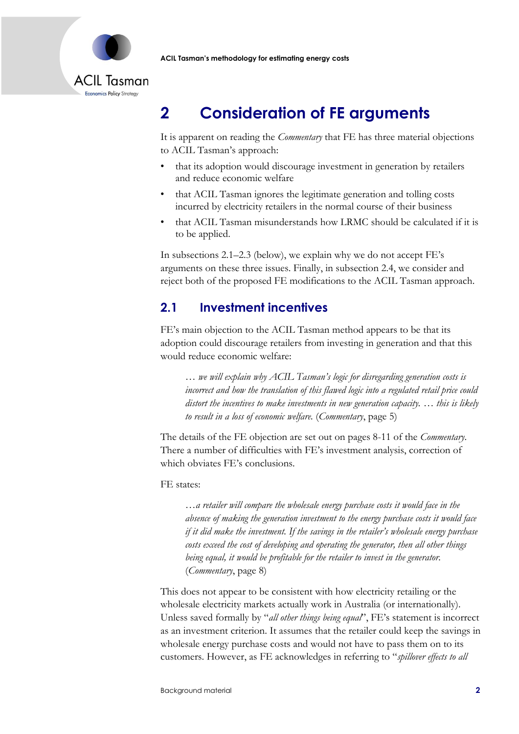# 2 Consideration of FE arguments

It is apparent on reading the *Commentary* that FE has three material objections to ACIL Tasman's approach:

- that its adoption would discourage investment in generation by retailers and reduce economic welfare
- that ACIL Tasman ignores the legitimate generation and tolling costs incurred by electricity retailers in the normal course of their business
- that ACIL Tasman misunderstands how LRMC should be calculated if it is to be applied.

In subsections 2.1–2.3 (below), we explain why we do not accept FE's arguments on these three issues. Finally, in subsection 2.4, we consider and reject both of the proposed FE modifications to the ACIL Tasman approach.

## 2.1 Investment incentives

FE's main objection to the ACIL Tasman method appears to be that its adoption could discourage retailers from investing in generation and that this would reduce economic welfare:

> *… we will explain why ACIL Tasman's logic for disregarding generation costs is incorrect and how the translation of this flawed logic into a regulated retail price could distort the incentives to make investments in new generation capacity. … this is likely to result in a loss of economic welfare.* (*Commentary*, page 5)

The details of the FE objection are set out on pages 8-11 of the *Commentary*. There a number of difficulties with FE's investment analysis, correction of which obviates FE's conclusions.

FE states:

> *…a retailer will compare the wholesale energy purchase costs it would face in the absence of making the generation investment to the energy purchase costs it would face if it did make the investment. If the savings in the retailer's wholesale energy purchase costs exceed the cost of developing and operating the generator, then all other things being equal, it would be profitable for the retailer to invest in the generator.* (*Commentary*, page 8)

This does not appear to be consistent with how electricity retailing or the wholesale electricity markets actually work in Australia (or internationally). Unless saved formally by "*all other things being equal*", FE's statement is incorrect as an investment criterion. It assumes that the retailer could keep the savings in wholesale energy purchase costs and would not have to pass them on to its customers. However, as FE acknowledges in referring to "*spillover effects to all*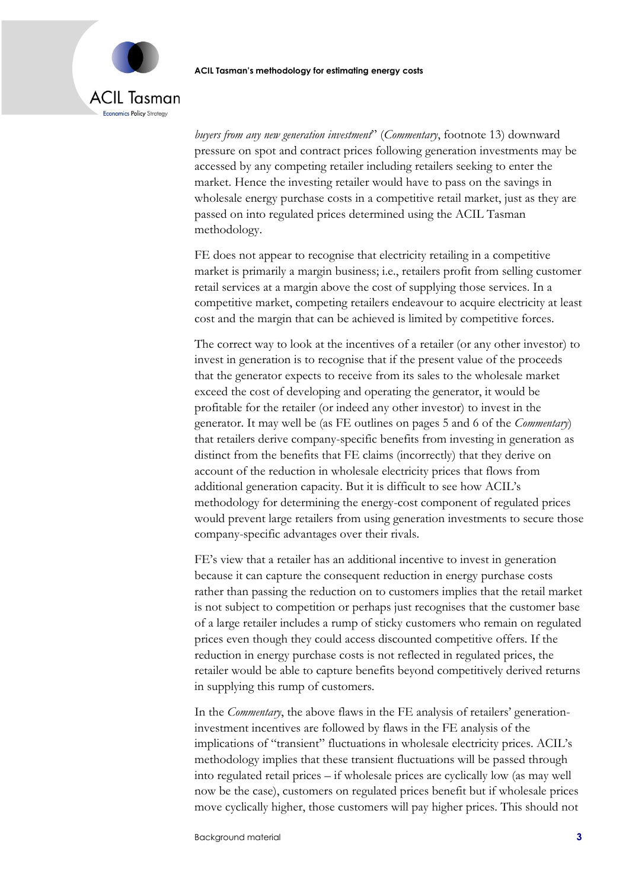*buyers from any new generation investment*" (*Commentary*, footnote 13) downward pressure on spot and contract prices following generation investments may be accessed by any competing retailer including retailers seeking to enter the market. Hence the investing retailer would have to pass on the savings in wholesale energy purchase costs in a competitive retail market, just as they are passed on into regulated prices determined using the ACIL Tasman methodology.

FE does not appear to recognise that electricity retailing in a competitive market is primarily a margin business; i.e., retailers profit from selling customer retail services at a margin above the cost of supplying those services. In a competitive market, competing retailers endeavour to acquire electricity at least cost and the margin that can be achieved is limited by competitive forces.

The correct way to look at the incentives of a retailer (or any other investor) to invest in generation is to recognise that if the present value of the proceeds that the generator expects to receive from its sales to the wholesale market exceed the cost of developing and operating the generator, it would be profitable for the retailer (or indeed any other investor) to invest in the generator. It may well be (as FE outlines on pages 5 and 6 of the *Commentary*) that retailers derive company-specific benefits from investing in generation as distinct from the benefits that FE claims (incorrectly) that they derive on account of the reduction in wholesale electricity prices that flows from additional generation capacity. But it is difficult to see how ACIL's methodology for determining the energy-cost component of regulated prices would prevent large retailers from using generation investments to secure those company-specific advantages over their rivals.

FE's view that a retailer has an additional incentive to invest in generation because it can capture the consequent reduction in energy purchase costs rather than passing the reduction on to customers implies that the retail market is not subject to competition or perhaps just recognises that the customer base of a large retailer includes a rump of sticky customers who remain on regulated prices even though they could access discounted competitive offers. If the reduction in energy purchase costs is not reflected in regulated prices, the retailer would be able to capture benefits beyond competitively derived returns in supplying this rump of customers.

In the *Commentary*, the above flaws in the FE analysis of retailers' generation-investment incentives are followed by flaws in the FE analysis of the implications of "transient" fluctuations in wholesale electricity prices. ACIL's methodology implies that these transient fluctuations will be passed through into regulated retail prices – if wholesale prices are cyclically low (as may well now be the case), customers on regulated prices benefit but if wholesale prices move cyclically higher, those customers will pay higher prices. This should not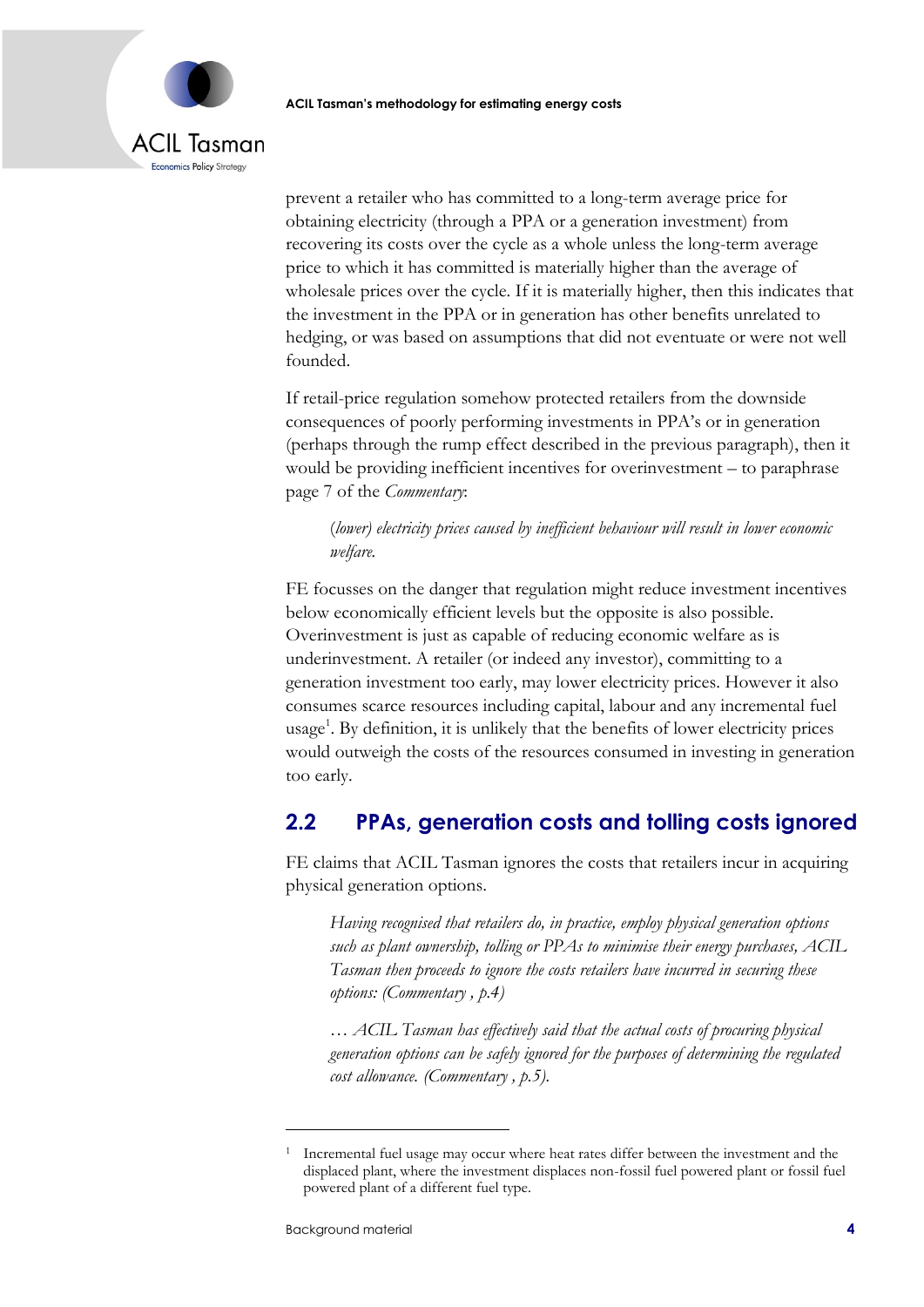prevent a retailer who has committed to a long-term average price for obtaining electricity (through a PPA or a generation investment) from recovering its costs over the cycle as a whole unless the long-term average price to which it has committed is materially higher than the average of wholesale prices over the cycle. If it is materially higher, then this indicates that the investment in the PPA or in generation has other benefits unrelated to hedging, or was based on assumptions that did not eventuate or were not well founded.

If retail-price regulation somehow protected retailers from the downside consequences of poorly performing investments in PPA's or in generation (perhaps through the rump effect described in the previous paragraph), then it would be providing inefficient incentives for overinvestment – to paraphrase page 7 of the *Commentary*:

> *(lower) electricity prices caused by inefficient behaviour will result in lower economic welfare.*

FE focusses on the danger that regulation might reduce investment incentives below economically efficient levels but the opposite is also possible. Overinvestment is just as capable of reducing economic welfare as is underinvestment. A retailer (or indeed any investor), committing to a generation investment too early, may lower electricity prices. However it also consumes scarce resources including capital, labour and any incremental fuel usage[1]. By definition, it is unlikely that the benefits of lower electricity prices would outweigh the costs of the resources consumed in investing in generation too early.

## 2.2 PPAs, generation costs and tolling costs ignored

FE claims that ACIL Tasman ignores the costs that retailers incur in acquiring physical generation options.

> *Having recognised that retailers do, in practice, employ physical generation options such as plant ownership, tolling or PPAs to minimise their energy purchases, ACIL Tasman then proceeds to ignore the costs retailers have incurred in securing these options: (Commentary , p.4)*

> *… ACIL Tasman has effectively said that the actual costs of procuring physical generation options can be safely ignored for the purposes of determining the regulated cost allowance. (Commentary , p.5).*

[1] Incremental fuel usage may occur where heat rates differ between the investment and the displaced plant, where the investment displaces non-fossil fuel powered plant or fossil fuel powered plant of a different fuel type.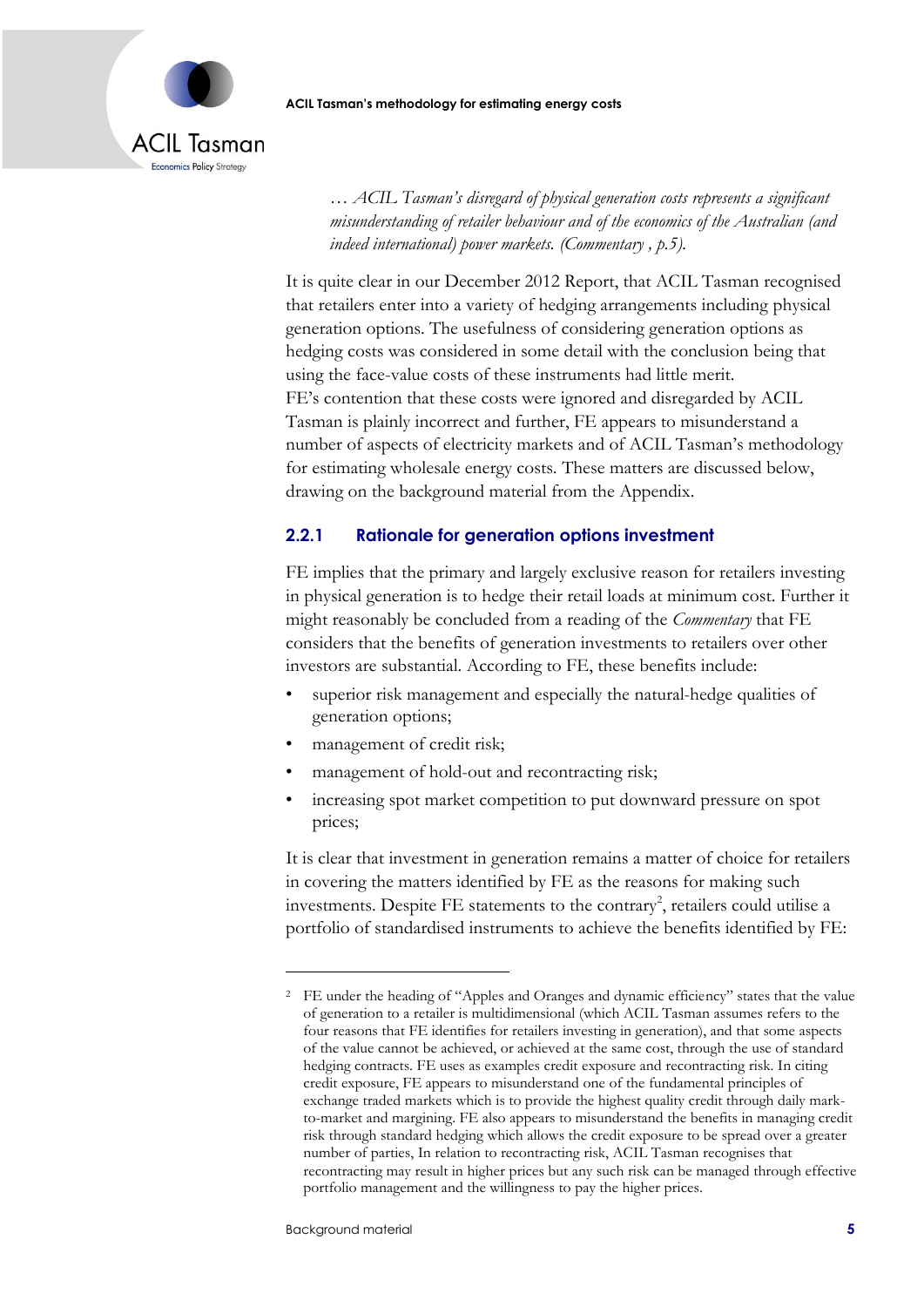*… ACIL Tasman's disregard of physical generation costs represents a significant misunderstanding of retailer behaviour and of the economics of the Australian (and indeed international) power markets. (Commentary , p.5).*

It is quite clear in our December 2012 Report, that ACIL Tasman recognised that retailers enter into a variety of hedging arrangements including physical generation options. The usefulness of considering generation options as hedging costs was considered in some detail with the conclusion being that using the face-value costs of these instruments had little merit. FE's contention that these costs were ignored and disregarded by ACIL Tasman is plainly incorrect and further, FE appears to misunderstand a number of aspects of electricity markets and of ACIL Tasman's methodology for estimating wholesale energy costs. These matters are discussed below, drawing on the background material from the Appendix.

### 2.2.1 Rationale for generation options investment

FE implies that the primary and largely exclusive reason for retailers investing in physical generation is to hedge their retail loads at minimum cost. Further it might reasonably be concluded from a reading of the *Commentary* that FE considers that the benefits of generation investments to retailers over other investors are substantial. According to FE, these benefits include:

- superior risk management and especially the natural-hedge qualities of generation options;
- management of credit risk;
- management of hold-out and recontracting risk;
- increasing spot market competition to put downward pressure on spot prices;

It is clear that investment in generation remains a matter of choice for retailers in covering the matters identified by FE as the reasons for making such investments. Despite FE statements to the contrary[2], retailers could utilise a portfolio of standardised instruments to achieve the benefits identified by FE:

[2] FE under the heading of "Apples and Oranges and dynamic efficiency" states that the value of generation to a retailer is multidimensional (which ACIL Tasman assumes refers to the four reasons that FE identifies for retailers investing in generation), and that some aspects of the value cannot be achieved, or achieved at the same cost, through the use of standard hedging contracts. FE uses as examples credit exposure and recontracting risk. In citing credit exposure, FE appears to misunderstand one of the fundamental principles of exchange traded markets which is to provide the highest quality credit through daily mark-to-market and margining. FE also appears to misunderstand the benefits in managing credit risk through standard hedging which allows the credit exposure to be spread over a greater number of parties, In relation to recontracting risk, ACIL Tasman recognises that recontracting may result in higher prices but any such risk can be managed through effective portfolio management and the willingness to pay the higher prices.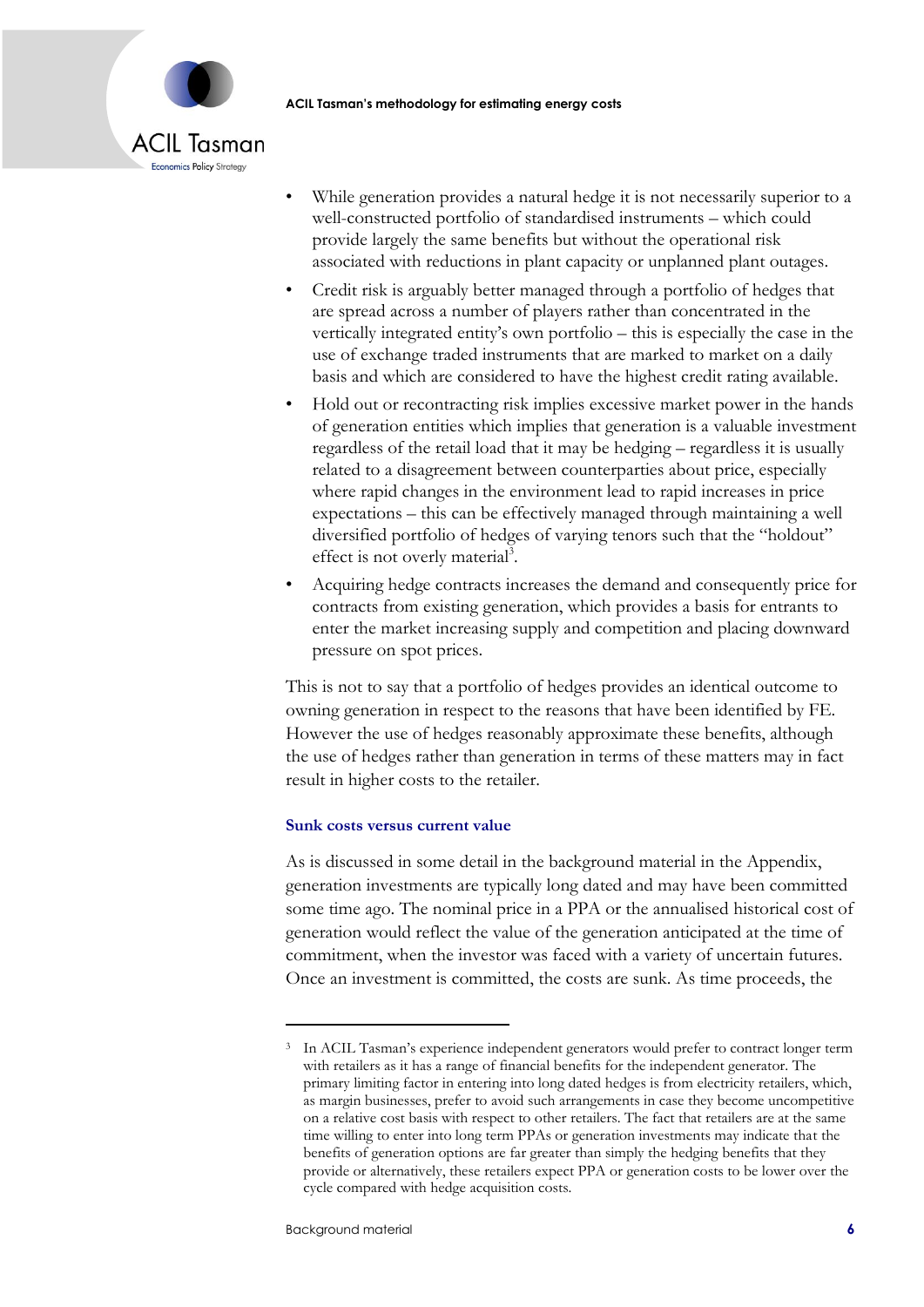- While generation provides a natural hedge it is not necessarily superior to a well-constructed portfolio of standardised instruments – which could provide largely the same benefits but without the operational risk associated with reductions in plant capacity or unplanned plant outages.
- Credit risk is arguably better managed through a portfolio of hedges that are spread across a number of players rather than concentrated in the vertically integrated entity's own portfolio – this is especially the case in the use of exchange traded instruments that are marked to market on a daily basis and which are considered to have the highest credit rating available.
- Hold out or recontracting risk implies excessive market power in the hands of generation entities which implies that generation is a valuable investment regardless of the retail load that it may be hedging – regardless it is usually related to a disagreement between counterparties about price, especially where rapid changes in the environment lead to rapid increases in price expectations – this can be effectively managed through maintaining a well diversified portfolio of hedges of varying tenors such that the "holdout" effect is not overly material[3].
- Acquiring hedge contracts increases the demand and consequently price for contracts from existing generation, which provides a basis for entrants to enter the market increasing supply and competition and placing downward pressure on spot prices.

This is not to say that a portfolio of hedges provides an identical outcome to owning generation in respect to the reasons that have been identified by FE. However the use of hedges reasonably approximate these benefits, although the use of hedges rather than generation in terms of these matters may in fact result in higher costs to the retailer.

### Sunk costs versus current value

As is discussed in some detail in the background material in the Appendix, generation investments are typically long dated and may have been committed some time ago. The nominal price in a PPA or the annualised historical cost of generation would reflect the value of the generation anticipated at the time of commitment, when the investor was faced with a variety of uncertain futures. Once an investment is committed, the costs are sunk. As time proceeds, the

[3] In ACIL Tasman's experience independent generators would prefer to contract longer term with retailers as it has a range of financial benefits for the independent generator. The primary limiting factor in entering into long dated hedges is from electricity retailers, which, as margin businesses, prefer to avoid such arrangements in case they become uncompetitive on a relative cost basis with respect to other retailers. The fact that retailers are at the same time willing to enter into long term PPAs or generation investments may indicate that the benefits of generation options are far greater than simply the hedging benefits that they provide or alternatively, these retailers expect PPA or generation costs to be lower over the cycle compared with hedge acquisition costs.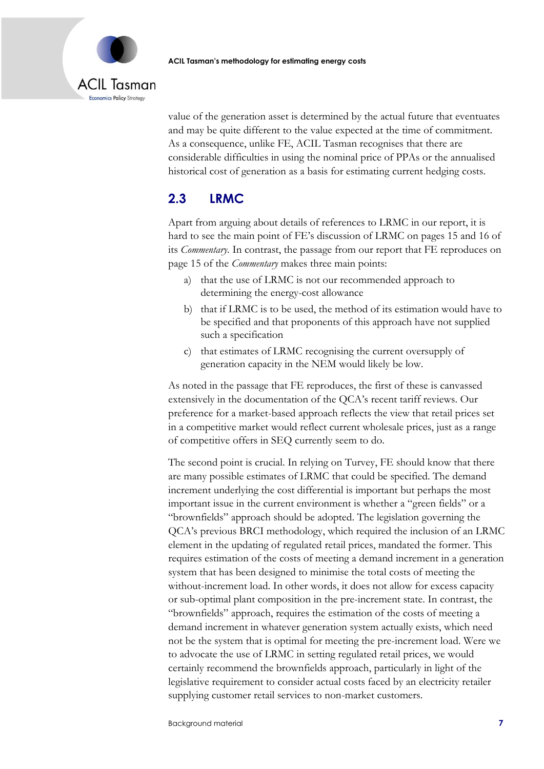value of the generation asset is determined by the actual future that eventuates and may be quite different to the value expected at the time of commitment. As a consequence, unlike FE, ACIL Tasman recognises that there are considerable difficulties in using the nominal price of PPAs or the annualised historical cost of generation as a basis for estimating current hedging costs.

## 2.3 LRMC

Apart from arguing about details of references to LRMC in our report, it is hard to see the main point of FE's discussion of LRMC on pages 15 and 16 of its *Commentary*. In contrast, the passage from our report that FE reproduces on page 15 of the *Commentary* makes three main points:

a) that the use of LRMC is not our recommended approach to determining the energy-cost allowance

b) that if LRMC is to be used, the method of its estimation would have to be specified and that proponents of this approach have not supplied such a specification

c) that estimates of LRMC recognising the current oversupply of generation capacity in the NEM would likely be low.

As noted in the passage that FE reproduces, the first of these is canvassed extensively in the documentation of the QCA's recent tariff reviews. Our preference for a market-based approach reflects the view that retail prices set in a competitive market would reflect current wholesale prices, just as a range of competitive offers in SEQ currently seem to do.

The second point is crucial. In relying on Turvey, FE should know that there are many possible estimates of LRMC that could be specified. The demand increment underlying the cost differential is important but perhaps the most important issue in the current environment is whether a "green fields" or a "brownfields" approach should be adopted. The legislation governing the QCA's previous BRCI methodology, which required the inclusion of an LRMC element in the updating of regulated retail prices, mandated the former. This requires estimation of the costs of meeting a demand increment in a generation system that has been designed to minimise the total costs of meeting the without-increment load. In other words, it does not allow for excess capacity or sub-optimal plant composition in the pre-increment state. In contrast, the "brownfields" approach, requires the estimation of the costs of meeting a demand increment in whatever generation system actually exists, which need not be the system that is optimal for meeting the pre-increment load. Were we to advocate the use of LRMC in setting regulated retail prices, we would certainly recommend the brownfields approach, particularly in light of the legislative requirement to consider actual costs faced by an electricity retailer supplying customer retail services to non-market customers.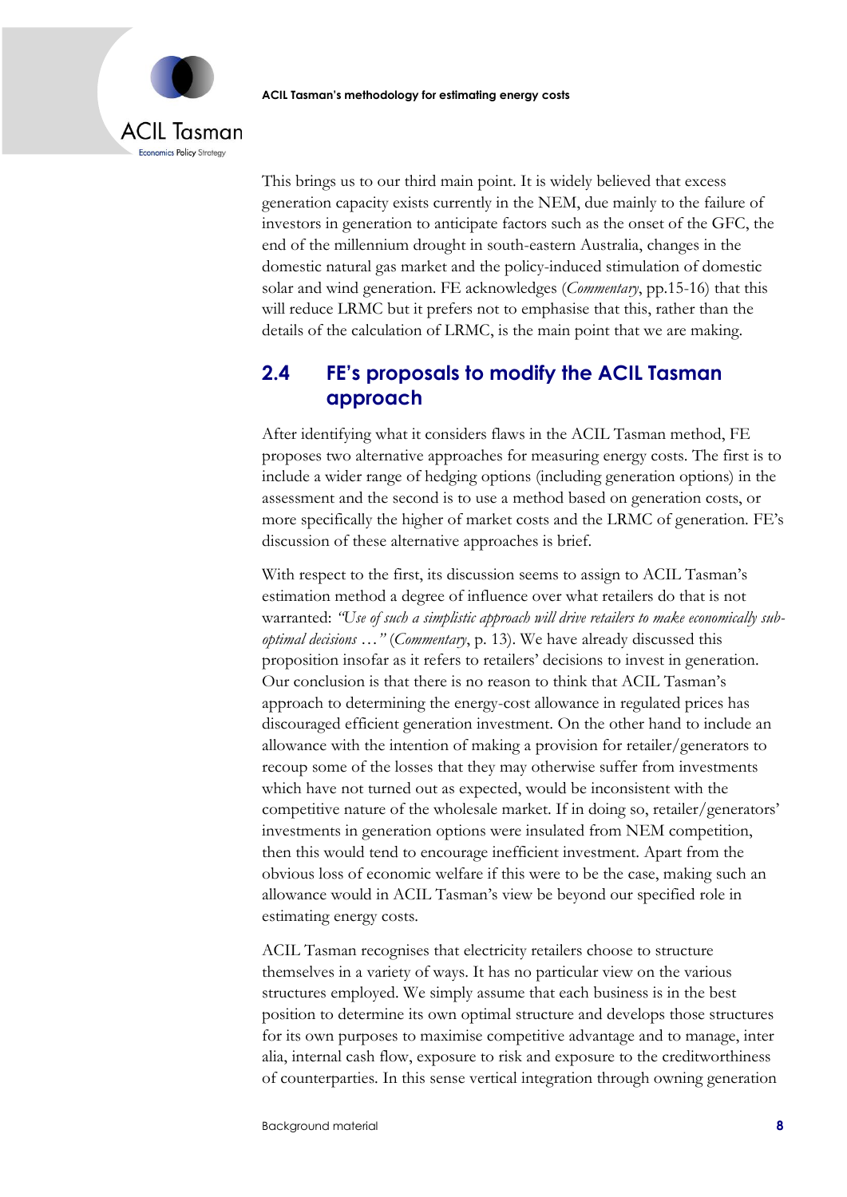This brings us to our third main point. It is widely believed that excess generation capacity exists currently in the NEM, due mainly to the failure of investors in generation to anticipate factors such as the onset of the GFC, the end of the millennium drought in south-eastern Australia, changes in the domestic natural gas market and the policy-induced stimulation of domestic solar and wind generation. FE acknowledges (*Commentary*, pp.15-16) that this will reduce LRMC but it prefers not to emphasise that this, rather than the details of the calculation of LRMC, is the main point that we are making.

## 2.4 FE's proposals to modify the ACIL Tasman approach

After identifying what it considers flaws in the ACIL Tasman method, FE proposes two alternative approaches for measuring energy costs. The first is to include a wider range of hedging options (including generation options) in the assessment and the second is to use a method based on generation costs, or more specifically the higher of market costs and the LRMC of generation. FE's discussion of these alternative approaches is brief.

With respect to the first, its discussion seems to assign to ACIL Tasman's estimation method a degree of influence over what retailers do that is not warranted: *"Use of such a simplistic approach will drive retailers to make economically sub-optimal decisions …"* (*Commentary*, p. 13). We have already discussed this proposition insofar as it refers to retailers' decisions to invest in generation. Our conclusion is that there is no reason to think that ACIL Tasman's approach to determining the energy-cost allowance in regulated prices has discouraged efficient generation investment. On the other hand to include an allowance with the intention of making a provision for retailer/generators to recoup some of the losses that they may otherwise suffer from investments which have not turned out as expected, would be inconsistent with the competitive nature of the wholesale market. If in doing so, retailer/generators' investments in generation options were insulated from NEM competition, then this would tend to encourage inefficient investment. Apart from the obvious loss of economic welfare if this were to be the case, making such an allowance would in ACIL Tasman's view be beyond our specified role in estimating energy costs.

ACIL Tasman recognises that electricity retailers choose to structure themselves in a variety of ways. It has no particular view on the various structures employed. We simply assume that each business is in the best position to determine its own optimal structure and develops those structures for its own purposes to maximise competitive advantage and to manage, inter alia, internal cash flow, exposure to risk and exposure to the creditworthiness of counterparties. In this sense vertical integration through owning generation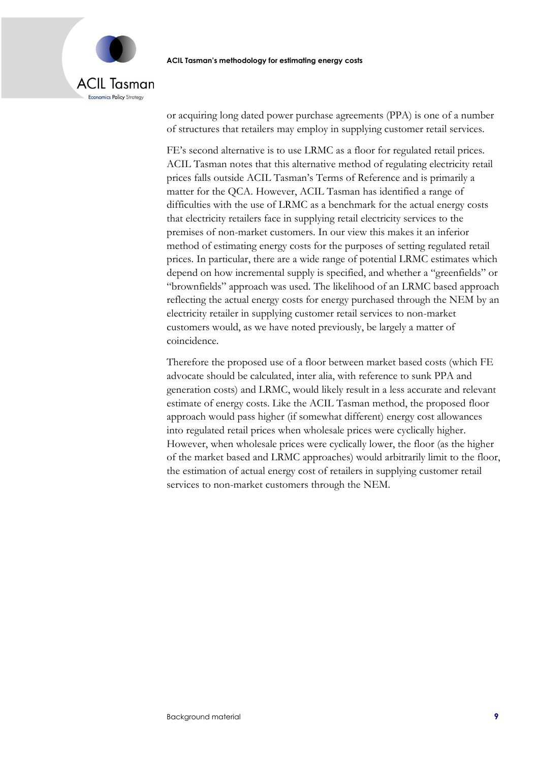or acquiring long dated power purchase agreements (PPA) is one of a number of structures that retailers may employ in supplying customer retail services.

FE's second alternative is to use LRMC as a floor for regulated retail prices. ACIL Tasman notes that this alternative method of regulating electricity retail prices falls outside ACIL Tasman's Terms of Reference and is primarily a matter for the QCA. However, ACIL Tasman has identified a range of difficulties with the use of LRMC as a benchmark for the actual energy costs that electricity retailers face in supplying retail electricity services to the premises of non-market customers. In our view this makes it an inferior method of estimating energy costs for the purposes of setting regulated retail prices. In particular, there are a wide range of potential LRMC estimates which depend on how incremental supply is specified, and whether a "greenfields" or "brownfields" approach was used. The likelihood of an LRMC based approach reflecting the actual energy costs for energy purchased through the NEM by an electricity retailer in supplying customer retail services to non-market customers would, as we have noted previously, be largely a matter of coincidence.

Therefore the proposed use of a floor between market based costs (which FE advocate should be calculated, inter alia, with reference to sunk PPA and generation costs) and LRMC, would likely result in a less accurate and relevant estimate of energy costs. Like the ACIL Tasman method, the proposed floor approach would pass higher (if somewhat different) energy cost allowances into regulated retail prices when wholesale prices were cyclically higher. However, when wholesale prices were cyclically lower, the floor (as the higher of the market based and LRMC approaches) would arbitrarily limit to the floor, the estimation of actual energy cost of retailers in supplying customer retail services to non-market customers through the NEM.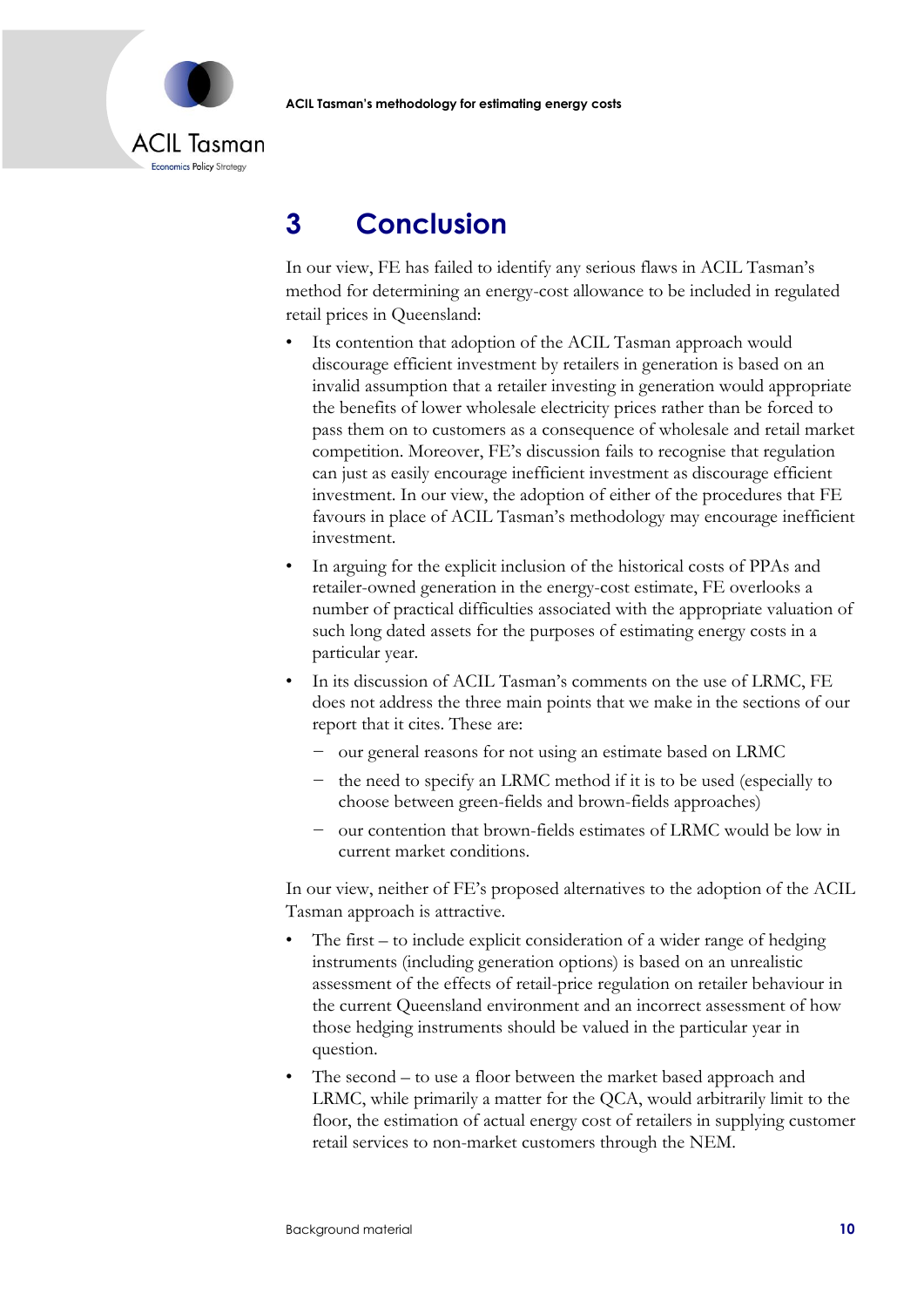# 3 Conclusion

In our view, FE has failed to identify any serious flaws in ACIL Tasman's method for determining an energy-cost allowance to be included in regulated retail prices in Queensland:

- Its contention that adoption of the ACIL Tasman approach would discourage efficient investment by retailers in generation is based on an invalid assumption that a retailer investing in generation would appropriate the benefits of lower wholesale electricity prices rather than be forced to pass them on to customers as a consequence of wholesale and retail market competition. Moreover, FE's discussion fails to recognise that regulation can just as easily encourage inefficient investment as discourage efficient investment. In our view, the adoption of either of the procedures that FE favours in place of ACIL Tasman's methodology may encourage inefficient investment.
- In arguing for the explicit inclusion of the historical costs of PPAs and retailer-owned generation in the energy-cost estimate, FE overlooks a number of practical difficulties associated with the appropriate valuation of such long dated assets for the purposes of estimating energy costs in a particular year.
- In its discussion of ACIL Tasman's comments on the use of LRMC, FE does not address the three main points that we make in the sections of our report that it cites. These are:
  - our general reasons for not using an estimate based on LRMC
  - the need to specify an LRMC method if it is to be used (especially to choose between green-fields and brown-fields approaches)
  - our contention that brown-fields estimates of LRMC would be low in current market conditions.

In our view, neither of FE's proposed alternatives to the adoption of the ACIL Tasman approach is attractive.

- The first – to include explicit consideration of a wider range of hedging instruments (including generation options) is based on an unrealistic assessment of the effects of retail-price regulation on retailer behaviour in the current Queensland environment and an incorrect assessment of how those hedging instruments should be valued in the particular year in question.
- The second – to use a floor between the market based approach and LRMC, while primarily a matter for the QCA, would arbitrarily limit to the floor, the estimation of actual energy cost of retailers in supplying customer retail services to non-market customers through the NEM.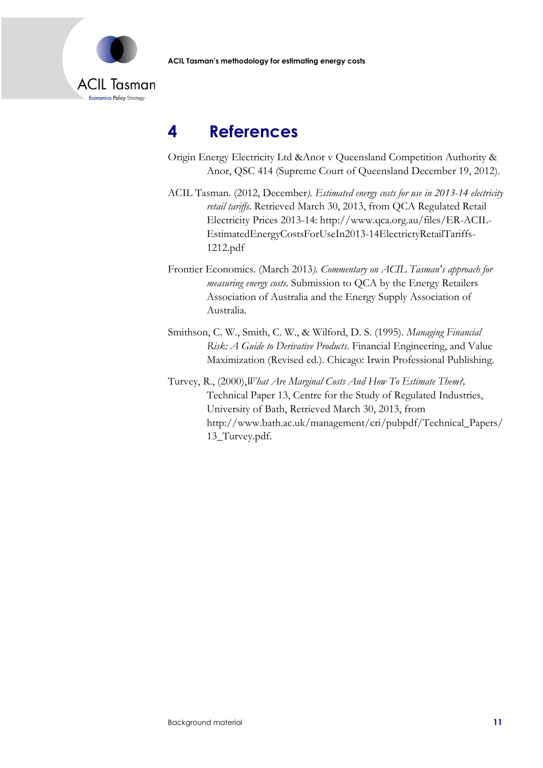# 4 References

Origin Energy Electricity Ltd &Anor v Queensland Competition Authority & Anor, QSC 414 (Supreme Court of Queensland December 19, 2012).

ACIL Tasman. (2012, December). *Estimated energy costs for use in 2013-14 electricity retail tariffs.* Retrieved March 30, 2013, from QCA Regulated Retail Electricity Prices 2013-14: http://www.qca.org.au/files/ER-ACIL-EstimatedEnergyCostsForUseIn2013-14ElectrictyRetailTariffs-1212.pdf

Frontier Economics. (March 2013). *Commentary on ACIL Tasman's approach for measuring energy costs.* Submission to QCA by the Energy Retailers Association of Australia and the Energy Supply Association of Australia.

Smithson, C. W., Smith, C. W., & Wilford, D. S. (1995). *Managing Financial Risk: A Guide to Derivative Products.* Financial Engineering, and Value Maximization (Revised ed.). Chicago: Irwin Professional Publishing.

Turvey, R., (2000),*What Are Marginal Costs And How To Estimate Them?,* Technical Paper 13, Centre for the Study of Regulated Industries, University of Bath, Retrieved March 30, 2013, from http://www.bath.ac.uk/management/cri/pubpdf/Technical_Papers/13_Turvey.pdf.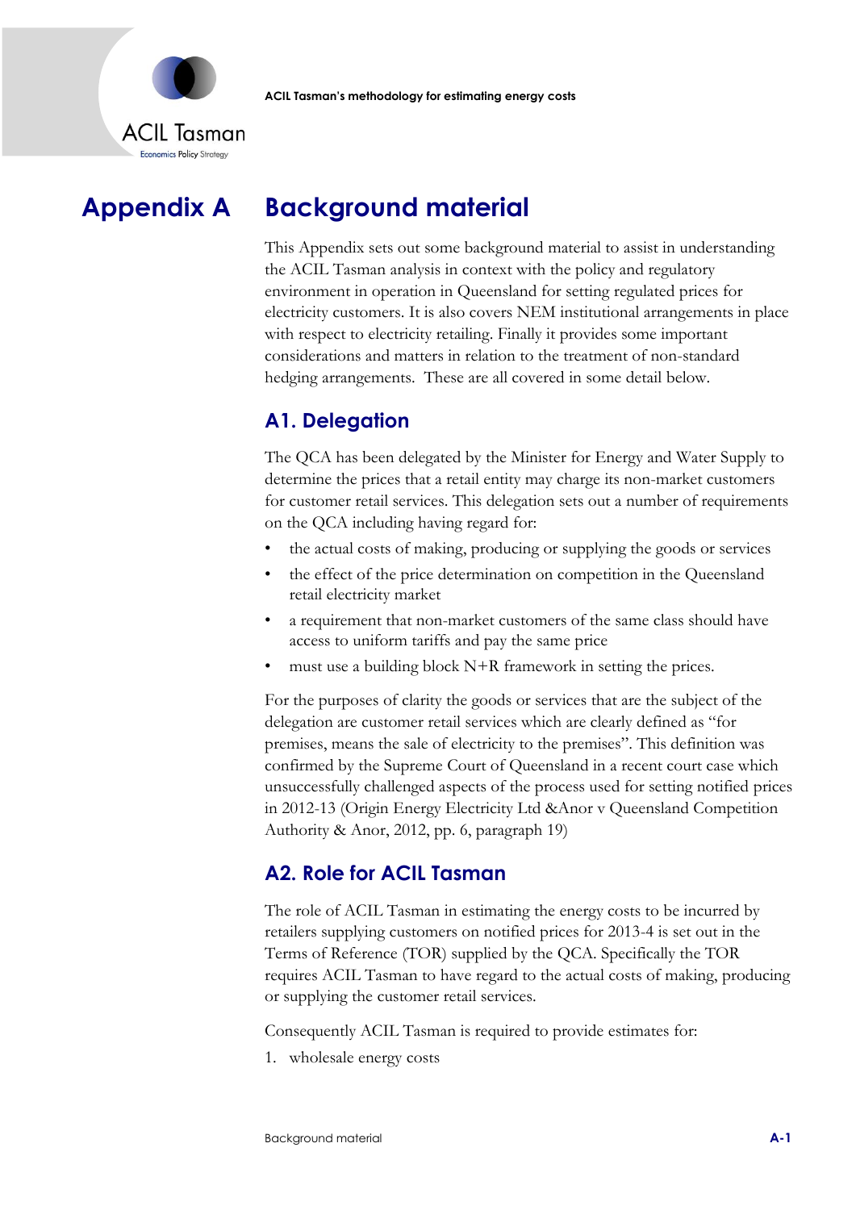# Appendix A Background material

This Appendix sets out some background material to assist in understanding the ACIL Tasman analysis in context with the policy and regulatory environment in operation in Queensland for setting regulated prices for electricity customers. It is also covers NEM institutional arrangements in place with respect to electricity retailing. Finally it provides some important considerations and matters in relation to the treatment of non-standard hedging arrangements. These are all covered in some detail below.

## A1. Delegation

The QCA has been delegated by the Minister for Energy and Water Supply to determine the prices that a retail entity may charge its non-market customers for customer retail services. This delegation sets out a number of requirements on the QCA including having regard for:

- the actual costs of making, producing or supplying the goods or services
- the effect of the price determination on competition in the Queensland retail electricity market
- a requirement that non-market customers of the same class should have access to uniform tariffs and pay the same price
- must use a building block N+R framework in setting the prices.

For the purposes of clarity the goods or services that are the subject of the delegation are customer retail services which are clearly defined as "for premises, means the sale of electricity to the premises". This definition was confirmed by the Supreme Court of Queensland in a recent court case which unsuccessfully challenged aspects of the process used for setting notified prices in 2012-13 (Origin Energy Electricity Ltd &Anor v Queensland Competition Authority & Anor, 2012, pp. 6, paragraph 19)

## A2. Role for ACIL Tasman

The role of ACIL Tasman in estimating the energy costs to be incurred by retailers supplying customers on notified prices for 2013-4 is set out in the Terms of Reference (TOR) supplied by the QCA. Specifically the TOR requires ACIL Tasman to have regard to the actual costs of making, producing or supplying the customer retail services.

Consequently ACIL Tasman is required to provide estimates for:

1. wholesale energy costs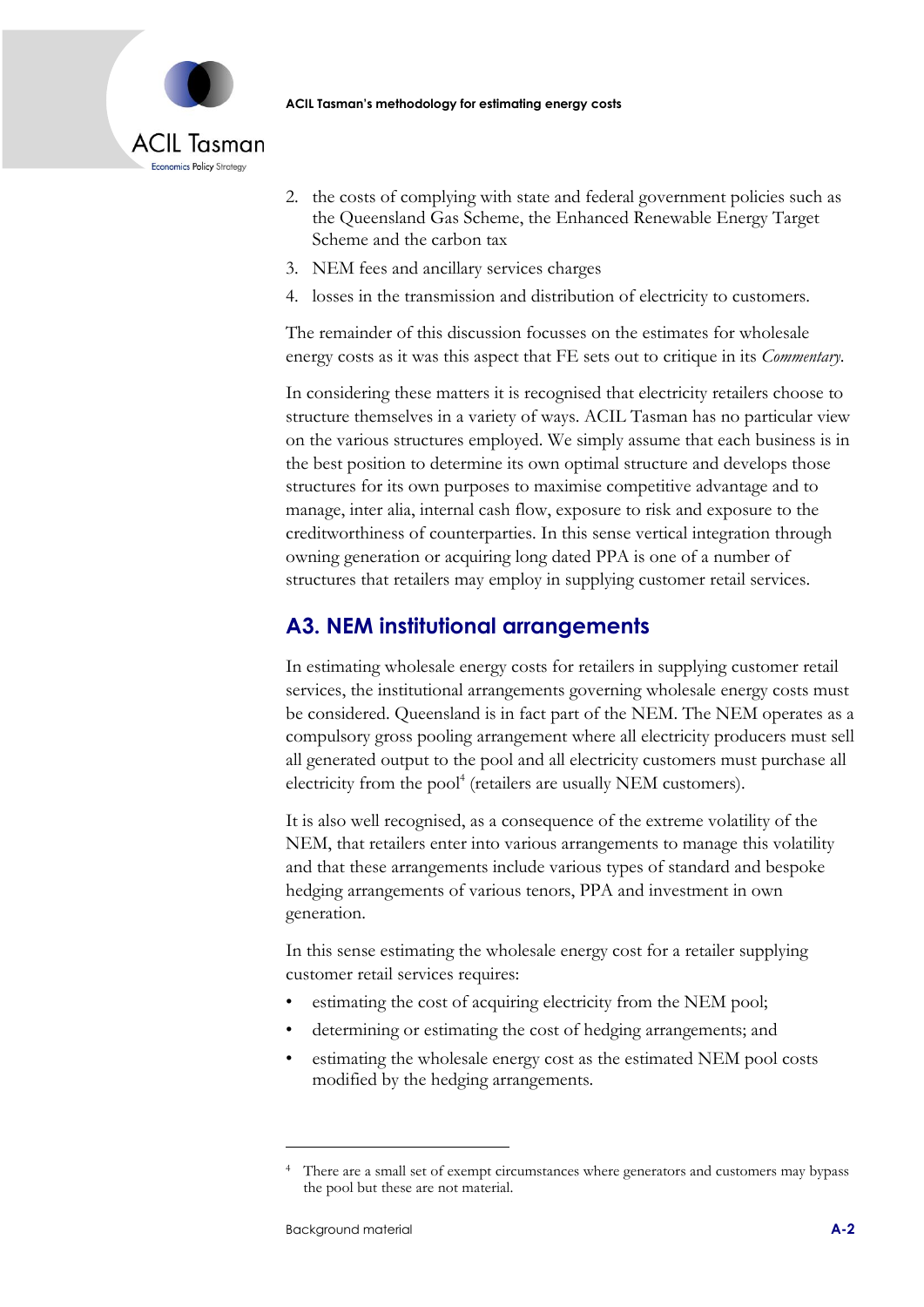2. the costs of complying with state and federal government policies such as the Queensland Gas Scheme, the Enhanced Renewable Energy Target Scheme and the carbon tax
3. NEM fees and ancillary services charges
4. losses in the transmission and distribution of electricity to customers.

The remainder of this discussion focusses on the estimates for wholesale energy costs as it was this aspect that FE sets out to critique in its *Commentary*.

In considering these matters it is recognised that electricity retailers choose to structure themselves in a variety of ways. ACIL Tasman has no particular view on the various structures employed. We simply assume that each business is in the best position to determine its own optimal structure and develops those structures for its own purposes to maximise competitive advantage and to manage, inter alia, internal cash flow, exposure to risk and exposure to the creditworthiness of counterparties. In this sense vertical integration through owning generation or acquiring long dated PPA is one of a number of structures that retailers may employ in supplying customer retail services.

## A3. NEM institutional arrangements

In estimating wholesale energy costs for retailers in supplying customer retail services, the institutional arrangements governing wholesale energy costs must be considered. Queensland is in fact part of the NEM. The NEM operates as a compulsory gross pooling arrangement where all electricity producers must sell all generated output to the pool and all electricity customers must purchase all electricity from the pool[4] (retailers are usually NEM customers).

It is also well recognised, as a consequence of the extreme volatility of the NEM, that retailers enter into various arrangements to manage this volatility and that these arrangements include various types of standard and bespoke hedging arrangements of various tenors, PPA and investment in own generation.

In this sense estimating the wholesale energy cost for a retailer supplying customer retail services requires:

- estimating the cost of acquiring electricity from the NEM pool;
- determining or estimating the cost of hedging arrangements; and
- estimating the wholesale energy cost as the estimated NEM pool costs modified by the hedging arrangements.

---

[4] There are a small set of exempt circumstances where generators and customers may bypass the pool but these are not material.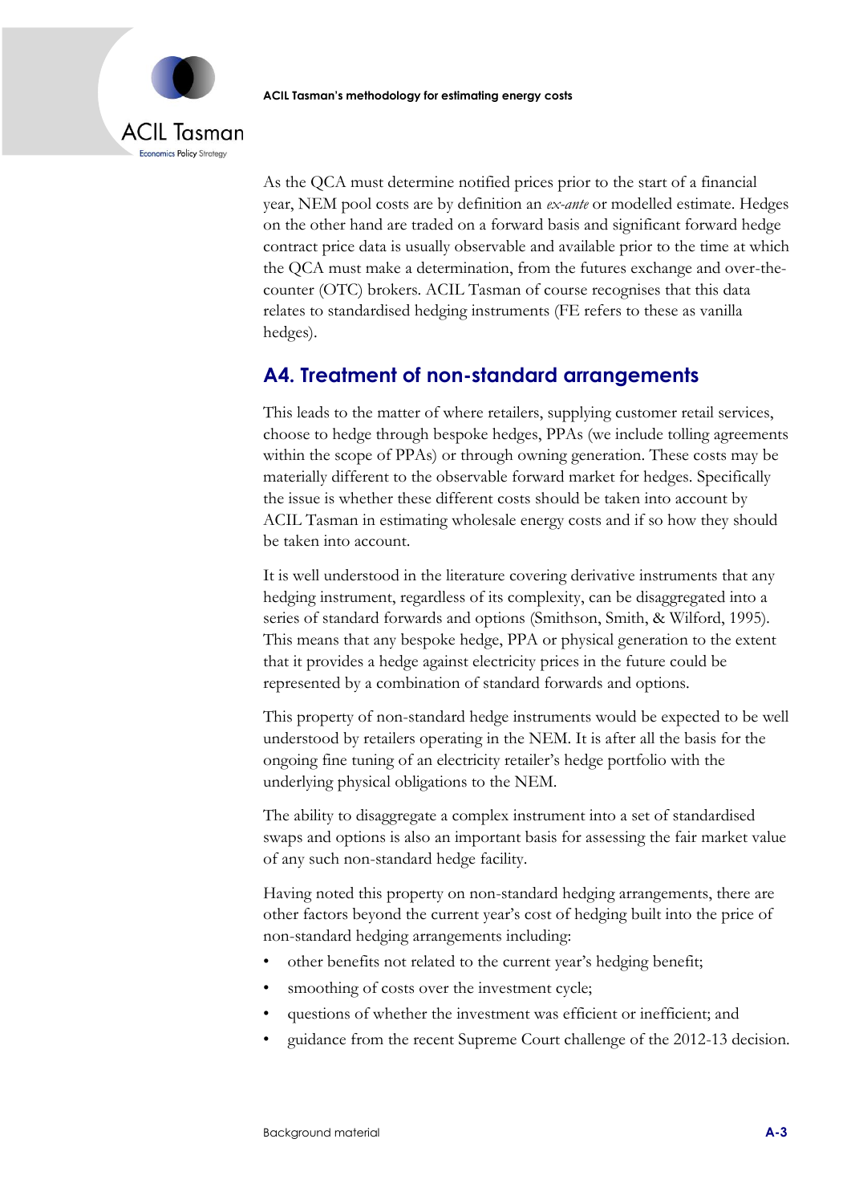As the QCA must determine notified prices prior to the start of a financial year, NEM pool costs are by definition an *ex-ante* or modelled estimate. Hedges on the other hand are traded on a forward basis and significant forward hedge contract price data is usually observable and available prior to the time at which the QCA must make a determination, from the futures exchange and over-the-counter (OTC) brokers. ACIL Tasman of course recognises that this data relates to standardised hedging instruments (FE refers to these as vanilla hedges).

## A4. Treatment of non-standard arrangements

This leads to the matter of where retailers, supplying customer retail services, choose to hedge through bespoke hedges, PPAs (we include tolling agreements within the scope of PPAs) or through owning generation. These costs may be materially different to the observable forward market for hedges. Specifically the issue is whether these different costs should be taken into account by ACIL Tasman in estimating wholesale energy costs and if so how they should be taken into account.

It is well understood in the literature covering derivative instruments that any hedging instrument, regardless of its complexity, can be disaggregated into a series of standard forwards and options (Smithson, Smith, & Wilford, 1995). This means that any bespoke hedge, PPA or physical generation to the extent that it provides a hedge against electricity prices in the future could be represented by a combination of standard forwards and options.

This property of non-standard hedge instruments would be expected to be well understood by retailers operating in the NEM. It is after all the basis for the ongoing fine tuning of an electricity retailer's hedge portfolio with the underlying physical obligations to the NEM.

The ability to disaggregate a complex instrument into a set of standardised swaps and options is also an important basis for assessing the fair market value of any such non-standard hedge facility.

Having noted this property on non-standard hedging arrangements, there are other factors beyond the current year's cost of hedging built into the price of non-standard hedging arrangements including:

- other benefits not related to the current year's hedging benefit;
- smoothing of costs over the investment cycle;
- questions of whether the investment was efficient or inefficient; and
- guidance from the recent Supreme Court challenge of the 2012-13 decision.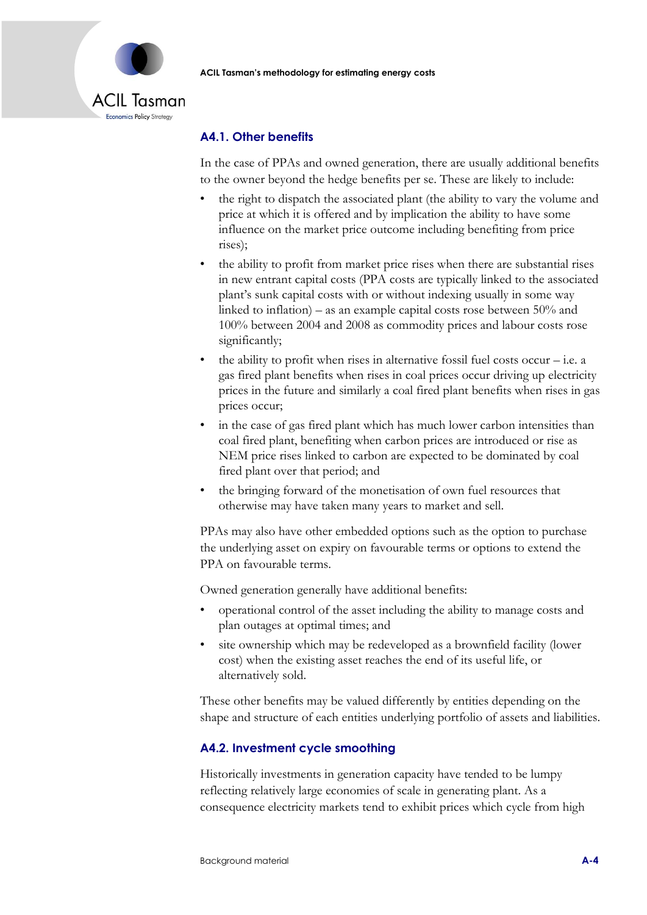## A4.1. Other benefits

In the case of PPAs and owned generation, there are usually additional benefits to the owner beyond the hedge benefits per se. These are likely to include:

- the right to dispatch the associated plant (the ability to vary the volume and price at which it is offered and by implication the ability to have some influence on the market price outcome including benefiting from price rises);
- the ability to profit from market price rises when there are substantial rises in new entrant capital costs (PPA costs are typically linked to the associated plant's sunk capital costs with or without indexing usually in some way linked to inflation) – as an example capital costs rose between 50% and 100% between 2004 and 2008 as commodity prices and labour costs rose significantly;
- the ability to profit when rises in alternative fossil fuel costs occur – i.e. a gas fired plant benefits when rises in coal prices occur driving up electricity prices in the future and similarly a coal fired plant benefits when rises in gas prices occur;
- in the case of gas fired plant which has much lower carbon intensities than coal fired plant, benefiting when carbon prices are introduced or rise as NEM price rises linked to carbon are expected to be dominated by coal fired plant over that period; and
- the bringing forward of the monetisation of own fuel resources that otherwise may have taken many years to market and sell.

PPAs may also have other embedded options such as the option to purchase the underlying asset on expiry on favourable terms or options to extend the PPA on favourable terms.

Owned generation generally have additional benefits:

- operational control of the asset including the ability to manage costs and plan outages at optimal times; and
- site ownership which may be redeveloped as a brownfield facility (lower cost) when the existing asset reaches the end of its useful life, or alternatively sold.

These other benefits may be valued differently by entities depending on the shape and structure of each entities underlying portfolio of assets and liabilities.

## A4.2. Investment cycle smoothing

Historically investments in generation capacity have tended to be lumpy reflecting relatively large economies of scale in generating plant. As a consequence electricity markets tend to exhibit prices which cycle from high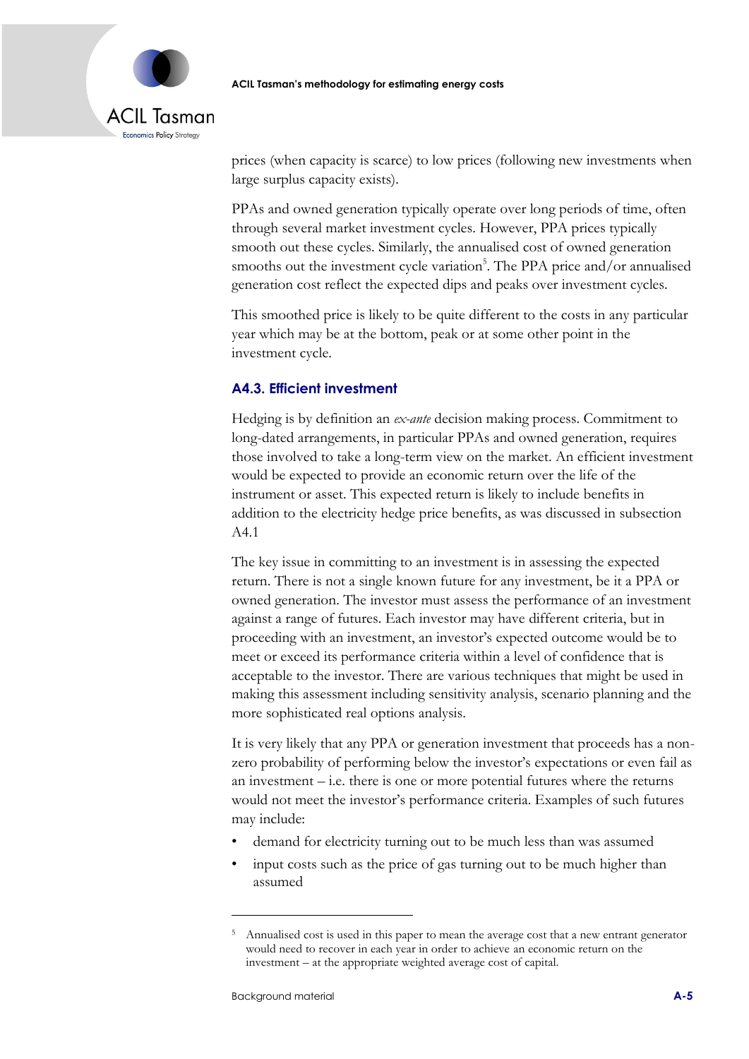prices (when capacity is scarce) to low prices (following new investments when large surplus capacity exists).

PPAs and owned generation typically operate over long periods of time, often through several market investment cycles. However, PPA prices typically smooth out these cycles. Similarly, the annualised cost of owned generation smooths out the investment cycle variation[5]. The PPA price and/or annualised generation cost reflect the expected dips and peaks over investment cycles.

This smoothed price is likely to be quite different to the costs in any particular year which may be at the bottom, peak or at some other point in the investment cycle.

### A4.3. Efficient investment

Hedging is by definition an *ex-ante* decision making process. Commitment to long-dated arrangements, in particular PPAs and owned generation, requires those involved to take a long-term view on the market. An efficient investment would be expected to provide an economic return over the life of the instrument or asset. This expected return is likely to include benefits in addition to the electricity hedge price benefits, as was discussed in subsection A4.1

The key issue in committing to an investment is in assessing the expected return. There is not a single known future for any investment, be it a PPA or owned generation. The investor must assess the performance of an investment against a range of futures. Each investor may have different criteria, but in proceeding with an investment, an investor's expected outcome would be to meet or exceed its performance criteria within a level of confidence that is acceptable to the investor. There are various techniques that might be used in making this assessment including sensitivity analysis, scenario planning and the more sophisticated real options analysis.

It is very likely that any PPA or generation investment that proceeds has a non-zero probability of performing below the investor's expectations or even fail as an investment – i.e. there is one or more potential futures where the returns would not meet the investor's performance criteria. Examples of such futures may include:

- demand for electricity turning out to be much less than was assumed
- input costs such as the price of gas turning out to be much higher than assumed

---

[5] Annualised cost is used in this paper to mean the average cost that a new entrant generator would need to recover in each year in order to achieve an economic return on the investment – at the appropriate weighted average cost of capital.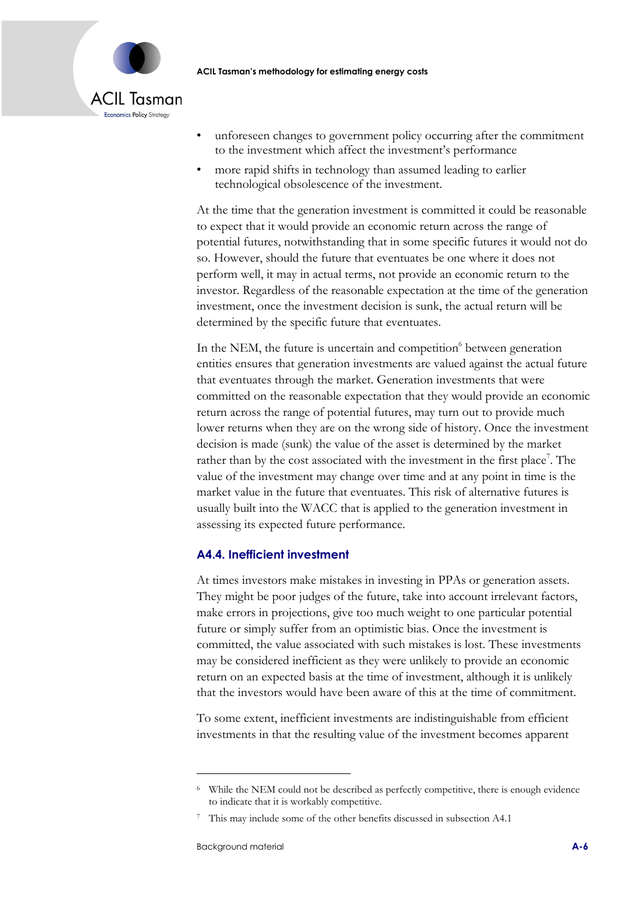- unforeseen changes to government policy occurring after the commitment to the investment which affect the investment's performance
- more rapid shifts in technology than assumed leading to earlier technological obsolescence of the investment.

At the time that the generation investment is committed it could be reasonable to expect that it would provide an economic return across the range of potential futures, notwithstanding that in some specific futures it would not do so. However, should the future that eventuates be one where it does not perform well, it may in actual terms, not provide an economic return to the investor. Regardless of the reasonable expectation at the time of the generation investment, once the investment decision is sunk, the actual return will be determined by the specific future that eventuates.

In the NEM, the future is uncertain and competition[6] between generation entities ensures that generation investments are valued against the actual future that eventuates through the market. Generation investments that were committed on the reasonable expectation that they would provide an economic return across the range of potential futures, may turn out to provide much lower returns when they are on the wrong side of history. Once the investment decision is made (sunk) the value of the asset is determined by the market rather than by the cost associated with the investment in the first place[7]. The value of the investment may change over time and at any point in time is the market value in the future that eventuates. This risk of alternative futures is usually built into the WACC that is applied to the generation investment in assessing its expected future performance.

### A4.4. Inefficient investment

At times investors make mistakes in investing in PPAs or generation assets. They might be poor judges of the future, take into account irrelevant factors, make errors in projections, give too much weight to one particular potential future or simply suffer from an optimistic bias. Once the investment is committed, the value associated with such mistakes is lost. These investments may be considered inefficient as they were unlikely to provide an economic return on an expected basis at the time of investment, although it is unlikely that the investors would have been aware of this at the time of commitment.

To some extent, inefficient investments are indistinguishable from efficient investments in that the resulting value of the investment becomes apparent

---

[6] While the NEM could not be described as perfectly competitive, there is enough evidence to indicate that it is workably competitive.

[7] This may include some of the other benefits discussed in subsection A4.1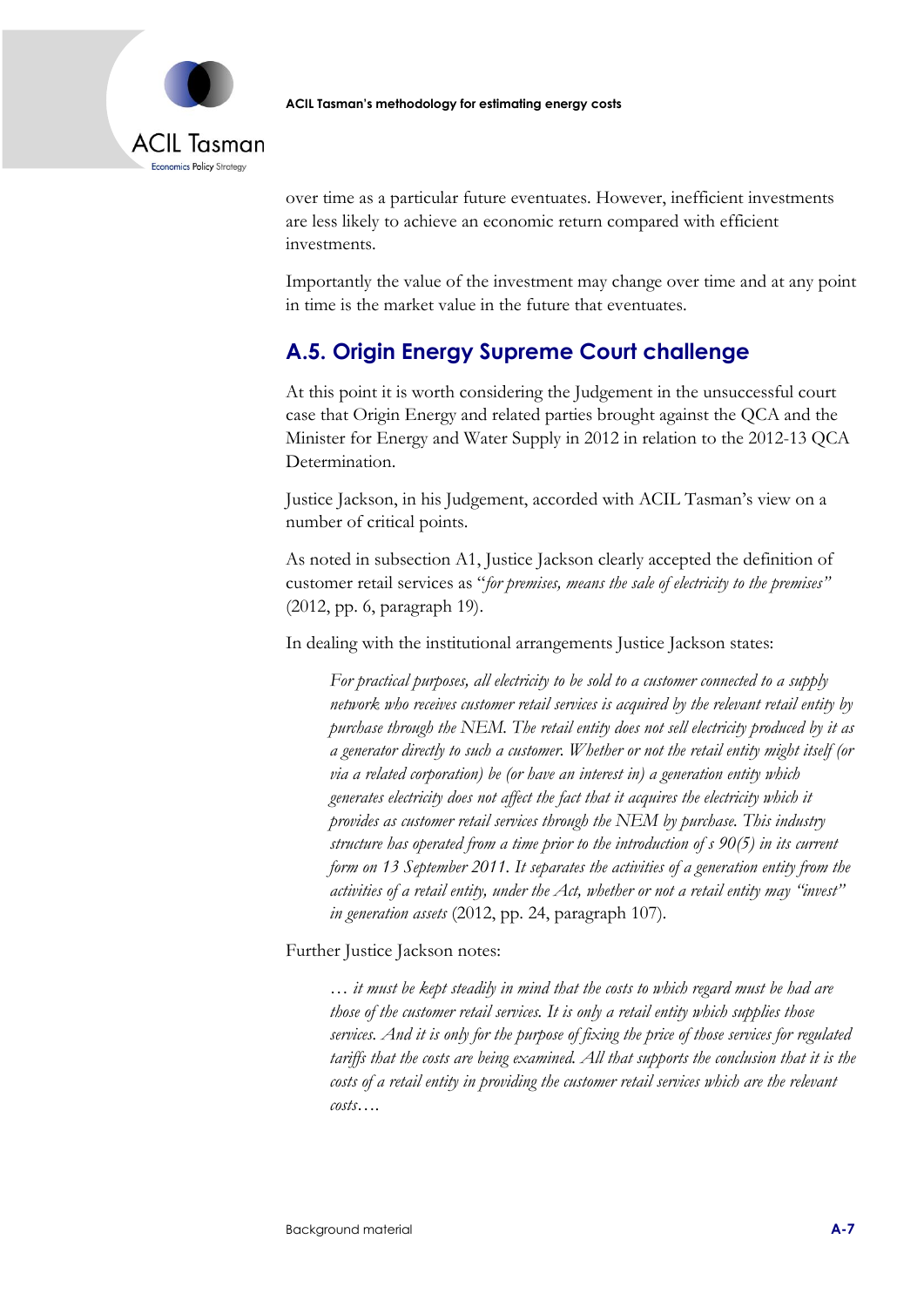over time as a particular future eventuates. However, inefficient investments are less likely to achieve an economic return compared with efficient investments.

Importantly the value of the investment may change over time and at any point in time is the market value in the future that eventuates.

## A.5. Origin Energy Supreme Court challenge

At this point it is worth considering the Judgement in the unsuccessful court case that Origin Energy and related parties brought against the QCA and the Minister for Energy and Water Supply in 2012 in relation to the 2012-13 QCA Determination.

Justice Jackson, in his Judgement, accorded with ACIL Tasman's view on a number of critical points.

As noted in subsection A1, Justice Jackson clearly accepted the definition of customer retail services as "*for premises, means the sale of electricity to the premises*" (2012, pp. 6, paragraph 19).

In dealing with the institutional arrangements Justice Jackson states:

> *For practical purposes, all electricity to be sold to a customer connected to a supply network who receives customer retail services is acquired by the relevant retail entity by purchase through the NEM. The retail entity does not sell electricity produced by it as a generator directly to such a customer. Whether or not the retail entity might itself (or via a related corporation) be (or have an interest in) a generation entity which generates electricity does not affect the fact that it acquires the electricity which it provides as customer retail services through the NEM by purchase. This industry structure has operated from a time prior to the introduction of s 90(5) in its current form on 13 September 2011. It separates the activities of a generation entity from the activities of a retail entity, under the Act, whether or not a retail entity may "invest" in generation assets* (2012, pp. 24, paragraph 107).

Further Justice Jackson notes:

> *… it must be kept steadily in mind that the costs to which regard must be had are those of the customer retail services. It is only a retail entity which supplies those services. And it is only for the purpose of fixing the price of those services for regulated tariffs that the costs are being examined. All that supports the conclusion that it is the costs of a retail entity in providing the customer retail services which are the relevant costs….*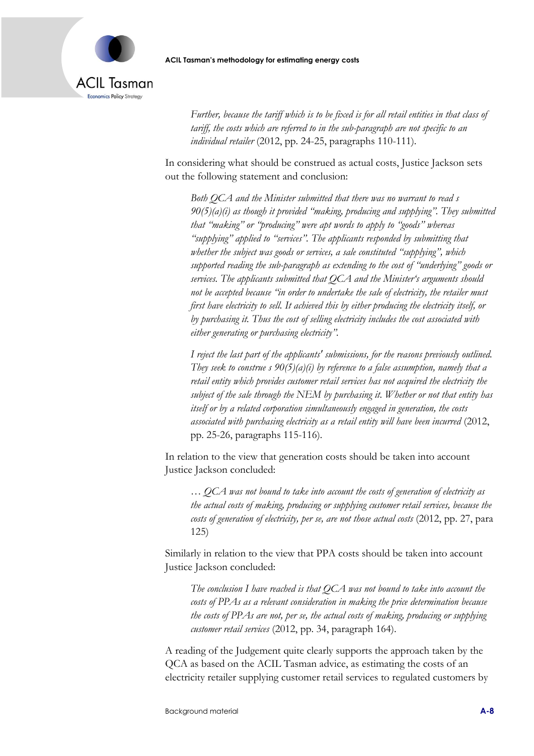> *Further, because the tariff which is to be fixed is for all retail entities in that class of tariff, the costs which are referred to in the sub-paragraph are not specific to an individual retailer* (2012, pp. 24-25, paragraphs 110-111).

In considering what should be construed as actual costs, Justice Jackson sets out the following statement and conclusion:

> *Both QCA and the Minister submitted that there was no warrant to read s 90(5)(a)(i) as though it provided "making, producing and supplying". They submitted that "making" or "producing" were apt words to apply to "goods" whereas "supplying" applied to "services". The applicants responded by submitting that whether the subject was goods or services, a sale constituted "supplying", which supported reading the sub-paragraph as extending to the cost of "underlying" goods or services. The applicants submitted that QCA and the Minister's arguments should not be accepted because "in order to undertake the sale of electricity, the retailer must first have electricity to sell. It achieved this by either producing the electricity itself, or by purchasing it. Thus the cost of selling electricity includes the cost associated with either generating or purchasing electricity".*
>
> *I reject the last part of the applicants' submissions, for the reasons previously outlined. They seek to construe s 90(5)(a)(i) by reference to a false assumption, namely that a retail entity which provides customer retail services has not acquired the electricity the subject of the sale through the NEM by purchasing it. Whether or not that entity has itself or by a related corporation simultaneously engaged in generation, the costs associated with purchasing electricity as a retail entity will have been incurred* (2012, pp. 25-26, paragraphs 115-116).

In relation to the view that generation costs should be taken into account Justice Jackson concluded:

> *… QCA was not bound to take into account the costs of generation of electricity as the actual costs of making, producing or supplying customer retail services, because the costs of generation of electricity, per se, are not those actual costs* (2012, pp. 27, para 125)

Similarly in relation to the view that PPA costs should be taken into account Justice Jackson concluded:

> *The conclusion I have reached is that QCA was not bound to take into account the costs of PPAs as a relevant consideration in making the price determination because the costs of PPAs are not, per se, the actual costs of making, producing or supplying customer retail services* (2012, pp. 34, paragraph 164).

A reading of the Judgement quite clearly supports the approach taken by the QCA as based on the ACIL Tasman advice, as estimating the costs of an electricity retailer supplying customer retail services to regulated customers by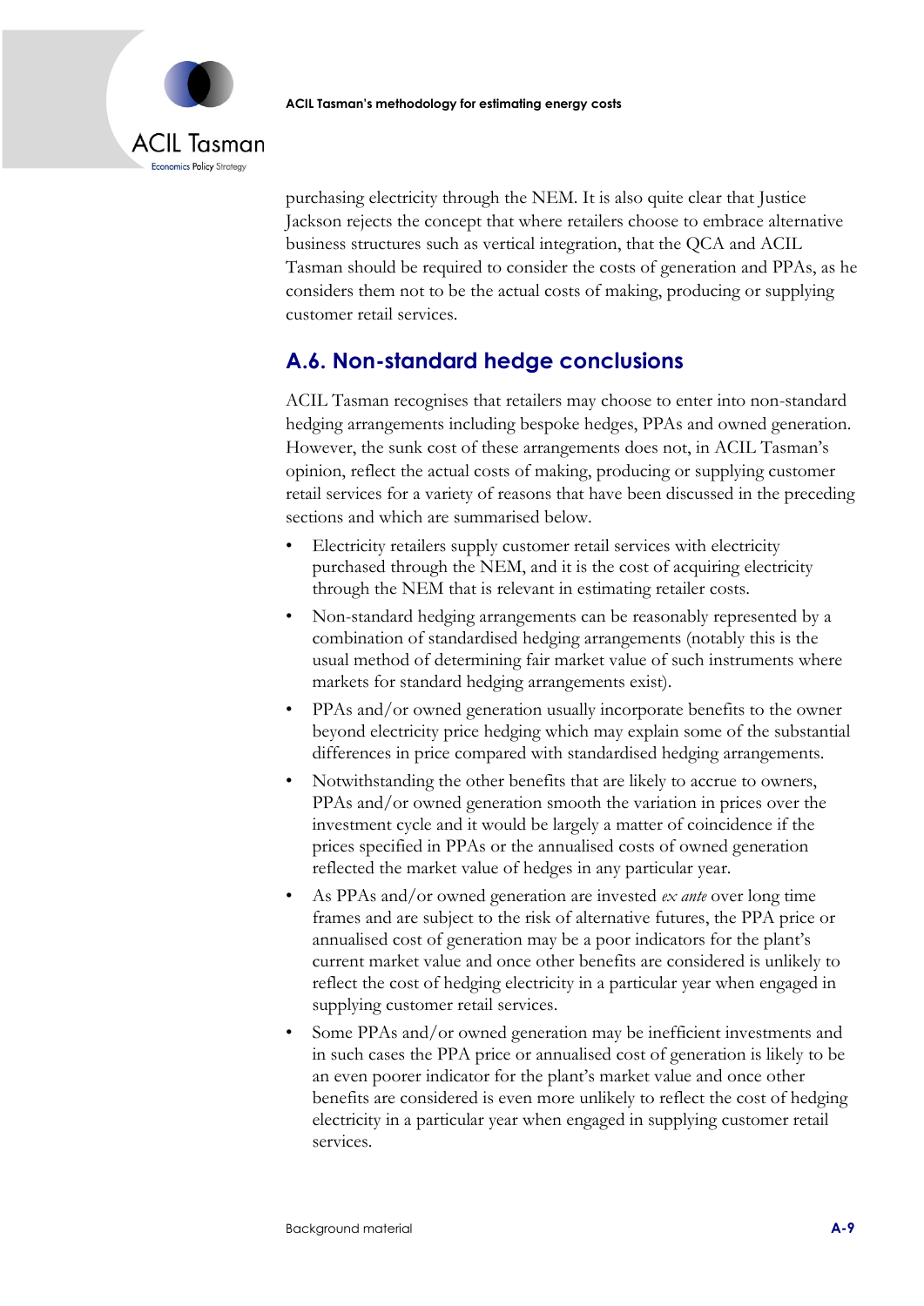purchasing electricity through the NEM. It is also quite clear that Justice Jackson rejects the concept that where retailers choose to embrace alternative business structures such as vertical integration, that the QCA and ACIL Tasman should be required to consider the costs of generation and PPAs, as he considers them not to be the actual costs of making, producing or supplying customer retail services.

## A.6. Non-standard hedge conclusions

ACIL Tasman recognises that retailers may choose to enter into non-standard hedging arrangements including bespoke hedges, PPAs and owned generation. However, the sunk cost of these arrangements does not, in ACIL Tasman's opinion, reflect the actual costs of making, producing or supplying customer retail services for a variety of reasons that have been discussed in the preceding sections and which are summarised below.

- Electricity retailers supply customer retail services with electricity purchased through the NEM, and it is the cost of acquiring electricity through the NEM that is relevant in estimating retailer costs.
- Non-standard hedging arrangements can be reasonably represented by a combination of standardised hedging arrangements (notably this is the usual method of determining fair market value of such instruments where markets for standard hedging arrangements exist).
- PPAs and/or owned generation usually incorporate benefits to the owner beyond electricity price hedging which may explain some of the substantial differences in price compared with standardised hedging arrangements.
- Notwithstanding the other benefits that are likely to accrue to owners, PPAs and/or owned generation smooth the variation in prices over the investment cycle and it would be largely a matter of coincidence if the prices specified in PPAs or the annualised costs of owned generation reflected the market value of hedges in any particular year.
- As PPAs and/or owned generation are invested *ex ante* over long time frames and are subject to the risk of alternative futures, the PPA price or annualised cost of generation may be a poor indicators for the plant's current market value and once other benefits are considered is unlikely to reflect the cost of hedging electricity in a particular year when engaged in supplying customer retail services.
- Some PPAs and/or owned generation may be inefficient investments and in such cases the PPA price or annualised cost of generation is likely to be an even poorer indicator for the plant's market value and once other benefits are considered is even more unlikely to reflect the cost of hedging electricity in a particular year when engaged in supplying customer retail services.